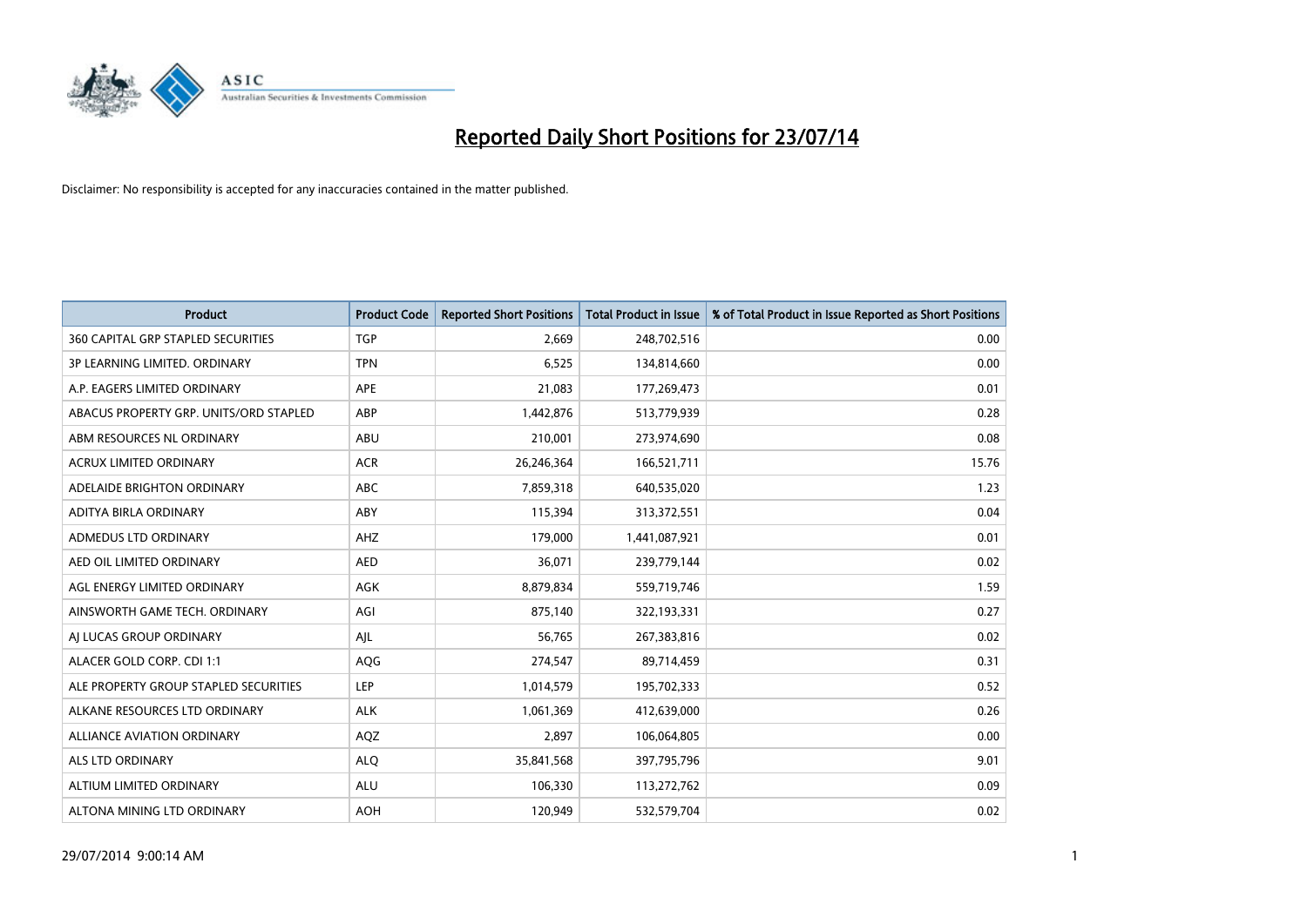# Reported Daily Short Positions for 23/07/14

Disclaimer: No responsibility is accepted for any inaccuracies contained in the matter published.

| Product | Product Code | Reported Short Positions | Total Product in Issue | % of Total Product in Issue Reported as Short Positions |
|---|---|---|---|---|
| 360 CAPITAL GRP STAPLED SECURITIES | TGP | 2,669 | 248,702,516 | 0.00 |
| 3P LEARNING LIMITED. ORDINARY | TPN | 6,525 | 134,814,660 | 0.00 |
| A.P. EAGERS LIMITED ORDINARY | APE | 21,083 | 177,269,473 | 0.01 |
| ABACUS PROPERTY GRP. UNITS/ORD STAPLED | ABP | 1,442,876 | 513,779,939 | 0.28 |
| ABM RESOURCES NL ORDINARY | ABU | 210,001 | 273,974,690 | 0.08 |
| ACRUX LIMITED ORDINARY | ACR | 26,246,364 | 166,521,711 | 15.76 |
| ADELAIDE BRIGHTON ORDINARY | ABC | 7,859,318 | 640,535,020 | 1.23 |
| ADITYA BIRLA ORDINARY | ABY | 115,394 | 313,372,551 | 0.04 |
| ADMEDUS LTD ORDINARY | AHZ | 179,000 | 1,441,087,921 | 0.01 |
| AED OIL LIMITED ORDINARY | AED | 36,071 | 239,779,144 | 0.02 |
| AGL ENERGY LIMITED ORDINARY | AGK | 8,879,834 | 559,719,746 | 1.59 |
| AINSWORTH GAME TECH. ORDINARY | AGI | 875,140 | 322,193,331 | 0.27 |
| AJ LUCAS GROUP ORDINARY | AJL | 56,765 | 267,383,816 | 0.02 |
| ALACER GOLD CORP. CDI 1:1 | AQG | 274,547 | 89,714,459 | 0.31 |
| ALE PROPERTY GROUP STAPLED SECURITIES | LEP | 1,014,579 | 195,702,333 | 0.52 |
| ALKANE RESOURCES LTD ORDINARY | ALK | 1,061,369 | 412,639,000 | 0.26 |
| ALLIANCE AVIATION ORDINARY | AQZ | 2,897 | 106,064,805 | 0.00 |
| ALS LTD ORDINARY | ALQ | 35,841,568 | 397,795,796 | 9.01 |
| ALTIUM LIMITED ORDINARY | ALU | 106,330 | 113,272,762 | 0.09 |
| ALTONA MINING LTD ORDINARY | AOH | 120,949 | 532,579,704 | 0.02 |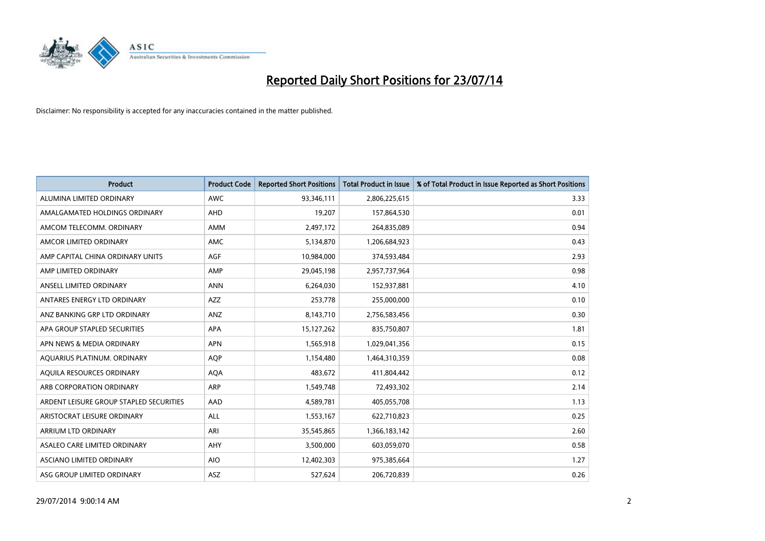# Reported Daily Short Positions for 23/07/14

Disclaimer: No responsibility is accepted for any inaccuracies contained in the matter published.

| Product | Product Code | Reported Short Positions | Total Product in Issue | % of Total Product in Issue Reported as Short Positions |
|---|---|---|---|---|
| ALUMINA LIMITED ORDINARY | AWC | 93,346,111 | 2,806,225,615 | 3.33 |
| AMALGAMATED HOLDINGS ORDINARY | AHD | 19,207 | 157,864,530 | 0.01 |
| AMCOM TELECOMM. ORDINARY | AMM | 2,497,172 | 264,835,089 | 0.94 |
| AMCOR LIMITED ORDINARY | AMC | 5,134,870 | 1,206,684,923 | 0.43 |
| AMP CAPITAL CHINA ORDINARY UNITS | AGF | 10,984,000 | 374,593,484 | 2.93 |
| AMP LIMITED ORDINARY | AMP | 29,045,198 | 2,957,737,964 | 0.98 |
| ANSELL LIMITED ORDINARY | ANN | 6,264,030 | 152,937,881 | 4.10 |
| ANTARES ENERGY LTD ORDINARY | AZZ | 253,778 | 255,000,000 | 0.10 |
| ANZ BANKING GRP LTD ORDINARY | ANZ | 8,143,710 | 2,756,583,456 | 0.30 |
| APA GROUP STAPLED SECURITIES | APA | 15,127,262 | 835,750,807 | 1.81 |
| APN NEWS & MEDIA ORDINARY | APN | 1,565,918 | 1,029,041,356 | 0.15 |
| AQUARIUS PLATINUM. ORDINARY | AQP | 1,154,480 | 1,464,310,359 | 0.08 |
| AQUILA RESOURCES ORDINARY | AQA | 483,672 | 411,804,442 | 0.12 |
| ARB CORPORATION ORDINARY | ARP | 1,549,748 | 72,493,302 | 2.14 |
| ARDENT LEISURE GROUP STAPLED SECURITIES | AAD | 4,589,781 | 405,055,708 | 1.13 |
| ARISTOCRAT LEISURE ORDINARY | ALL | 1,553,167 | 622,710,823 | 0.25 |
| ARRIUM LTD ORDINARY | ARI | 35,545,865 | 1,366,183,142 | 2.60 |
| ASALEO CARE LIMITED ORDINARY | AHY | 3,500,000 | 603,059,070 | 0.58 |
| ASCIANO LIMITED ORDINARY | AIO | 12,402,303 | 975,385,664 | 1.27 |
| ASG GROUP LIMITED ORDINARY | ASZ | 527,624 | 206,720,839 | 0.26 |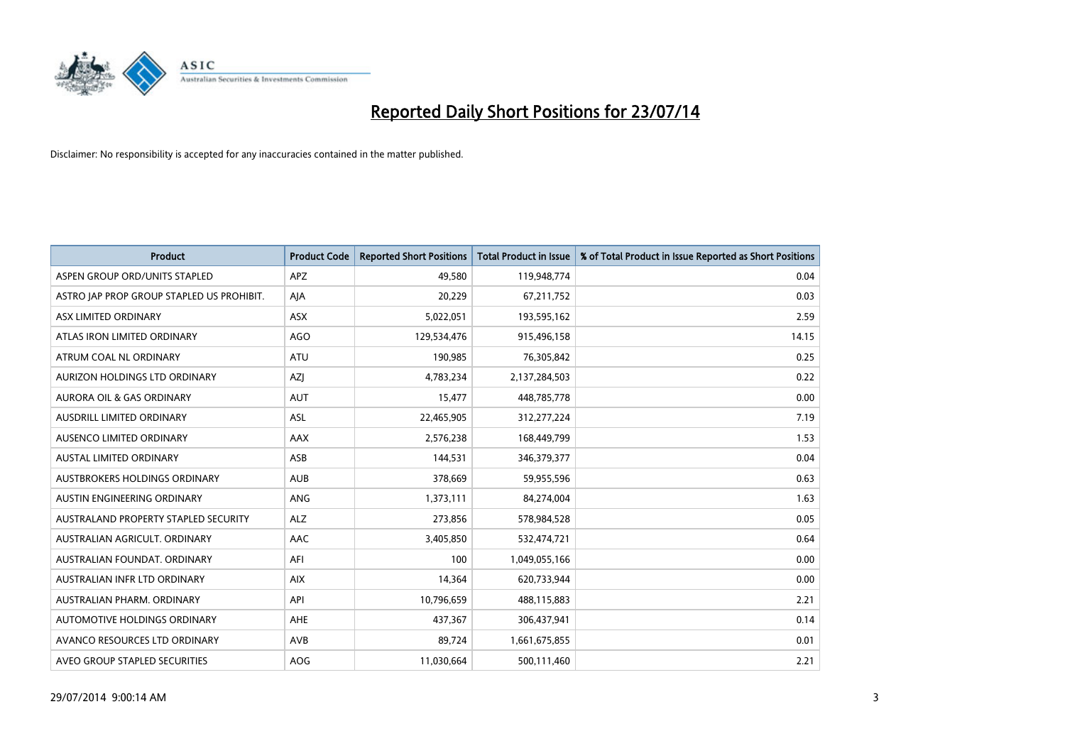# Reported Daily Short Positions for 23/07/14

Disclaimer: No responsibility is accepted for any inaccuracies contained in the matter published.

| Product | Product Code | Reported Short Positions | Total Product in Issue | % of Total Product in Issue Reported as Short Positions |
|---|---|---|---|---|
| ASPEN GROUP ORD/UNITS STAPLED | APZ | 49,580 | 119,948,774 | 0.04 |
| ASTRO JAP PROP GROUP STAPLED US PROHIBIT. | AJA | 20,229 | 67,211,752 | 0.03 |
| ASX LIMITED ORDINARY | ASX | 5,022,051 | 193,595,162 | 2.59 |
| ATLAS IRON LIMITED ORDINARY | AGO | 129,534,476 | 915,496,158 | 14.15 |
| ATRUM COAL NL ORDINARY | ATU | 190,985 | 76,305,842 | 0.25 |
| AURIZON HOLDINGS LTD ORDINARY | AZJ | 4,783,234 | 2,137,284,503 | 0.22 |
| AURORA OIL & GAS ORDINARY | AUT | 15,477 | 448,785,778 | 0.00 |
| AUSDRILL LIMITED ORDINARY | ASL | 22,465,905 | 312,277,224 | 7.19 |
| AUSENCO LIMITED ORDINARY | AAX | 2,576,238 | 168,449,799 | 1.53 |
| AUSTAL LIMITED ORDINARY | ASB | 144,531 | 346,379,377 | 0.04 |
| AUSTBROKERS HOLDINGS ORDINARY | AUB | 378,669 | 59,955,596 | 0.63 |
| AUSTIN ENGINEERING ORDINARY | ANG | 1,373,111 | 84,274,004 | 1.63 |
| AUSTRALAND PROPERTY STAPLED SECURITY | ALZ | 273,856 | 578,984,528 | 0.05 |
| AUSTRALIAN AGRICULT. ORDINARY | AAC | 3,405,850 | 532,474,721 | 0.64 |
| AUSTRALIAN FOUNDAT. ORDINARY | AFI | 100 | 1,049,055,166 | 0.00 |
| AUSTRALIAN INFR LTD ORDINARY | AIX | 14,364 | 620,733,944 | 0.00 |
| AUSTRALIAN PHARM. ORDINARY | API | 10,796,659 | 488,115,883 | 2.21 |
| AUTOMOTIVE HOLDINGS ORDINARY | AHE | 437,367 | 306,437,941 | 0.14 |
| AVANCO RESOURCES LTD ORDINARY | AVB | 89,724 | 1,661,675,855 | 0.01 |
| AVEO GROUP STAPLED SECURITIES | AOG | 11,030,664 | 500,111,460 | 2.21 |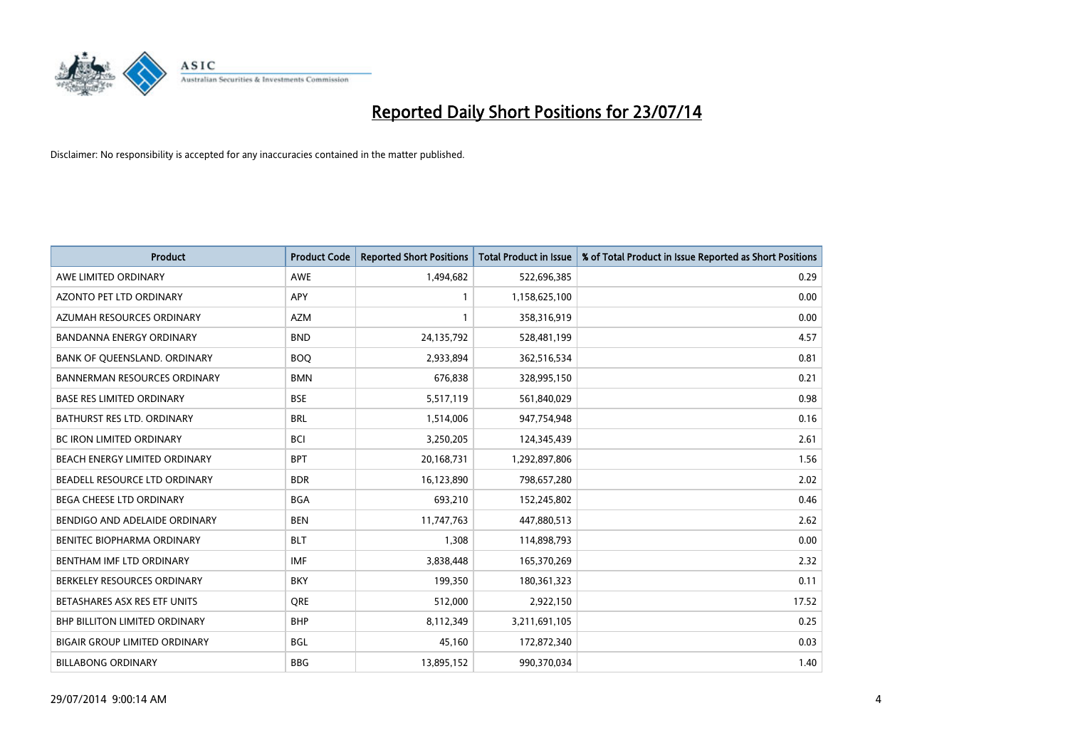# Reported Daily Short Positions for 23/07/14

Disclaimer: No responsibility is accepted for any inaccuracies contained in the matter published.

| Product | Product Code | Reported Short Positions | Total Product in Issue | % of Total Product in Issue Reported as Short Positions |
| --- | --- | --- | --- | --- |
| AWE LIMITED ORDINARY | AWE | 1,494,682 | 522,696,385 | 0.29 |
| AZONTO PET LTD ORDINARY | APY | 1 | 1,158,625,100 | 0.00 |
| AZUMAH RESOURCES ORDINARY | AZM | 1 | 358,316,919 | 0.00 |
| BANDANNA ENERGY ORDINARY | BND | 24,135,792 | 528,481,199 | 4.57 |
| BANK OF QUEENSLAND. ORDINARY | BOQ | 2,933,894 | 362,516,534 | 0.81 |
| BANNERMAN RESOURCES ORDINARY | BMN | 676,838 | 328,995,150 | 0.21 |
| BASE RES LIMITED ORDINARY | BSE | 5,517,119 | 561,840,029 | 0.98 |
| BATHURST RES LTD. ORDINARY | BRL | 1,514,006 | 947,754,948 | 0.16 |
| BC IRON LIMITED ORDINARY | BCI | 3,250,205 | 124,345,439 | 2.61 |
| BEACH ENERGY LIMITED ORDINARY | BPT | 20,168,731 | 1,292,897,806 | 1.56 |
| BEADELL RESOURCE LTD ORDINARY | BDR | 16,123,890 | 798,657,280 | 2.02 |
| BEGA CHEESE LTD ORDINARY | BGA | 693,210 | 152,245,802 | 0.46 |
| BENDIGO AND ADELAIDE ORDINARY | BEN | 11,747,763 | 447,880,513 | 2.62 |
| BENITEC BIOPHARMA ORDINARY | BLT | 1,308 | 114,898,793 | 0.00 |
| BENTHAM IMF LTD ORDINARY | IMF | 3,838,448 | 165,370,269 | 2.32 |
| BERKELEY RESOURCES ORDINARY | BKY | 199,350 | 180,361,323 | 0.11 |
| BETASHARES ASX RES ETF UNITS | QRE | 512,000 | 2,922,150 | 17.52 |
| BHP BILLITON LIMITED ORDINARY | BHP | 8,112,349 | 3,211,691,105 | 0.25 |
| BIGAIR GROUP LIMITED ORDINARY | BGL | 45,160 | 172,872,340 | 0.03 |
| BILLABONG ORDINARY | BBG | 13,895,152 | 990,370,034 | 1.40 |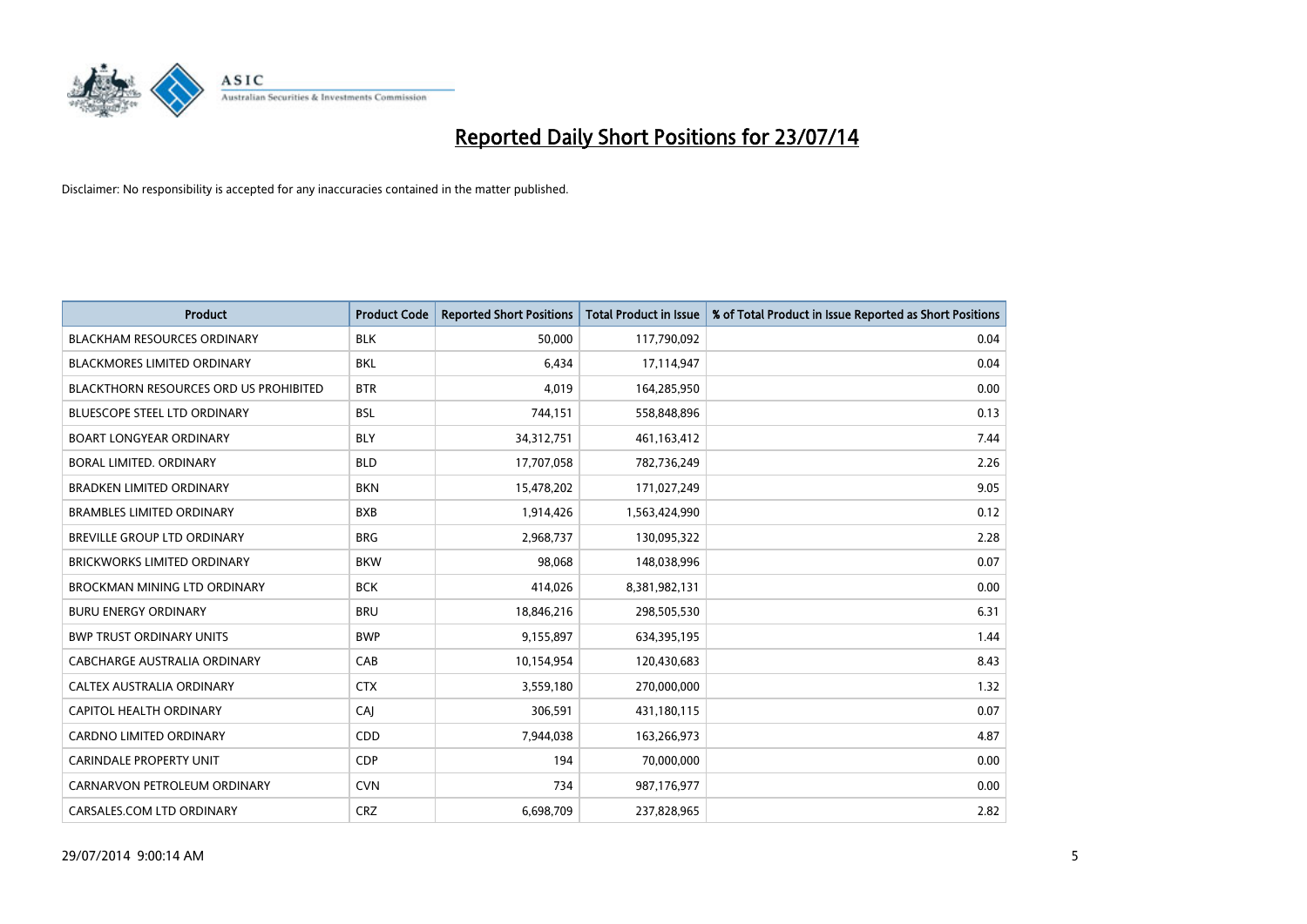# Reported Daily Short Positions for 23/07/14

Disclaimer: No responsibility is accepted for any inaccuracies contained in the matter published.

| Product | Product Code | Reported Short Positions | Total Product in Issue | % of Total Product in Issue Reported as Short Positions |
|---|---|---|---|---|
| BLACKHAM RESOURCES ORDINARY | BLK | 50,000 | 117,790,092 | 0.04 |
| BLACKMORES LIMITED ORDINARY | BKL | 6,434 | 17,114,947 | 0.04 |
| BLACKTHORN RESOURCES ORD US PROHIBITED | BTR | 4,019 | 164,285,950 | 0.00 |
| BLUESCOPE STEEL LTD ORDINARY | BSL | 744,151 | 558,848,896 | 0.13 |
| BOART LONGYEAR ORDINARY | BLY | 34,312,751 | 461,163,412 | 7.44 |
| BORAL LIMITED. ORDINARY | BLD | 17,707,058 | 782,736,249 | 2.26 |
| BRADKEN LIMITED ORDINARY | BKN | 15,478,202 | 171,027,249 | 9.05 |
| BRAMBLES LIMITED ORDINARY | BXB | 1,914,426 | 1,563,424,990 | 0.12 |
| BREVILLE GROUP LTD ORDINARY | BRG | 2,968,737 | 130,095,322 | 2.28 |
| BRICKWORKS LIMITED ORDINARY | BKW | 98,068 | 148,038,996 | 0.07 |
| BROCKMAN MINING LTD ORDINARY | BCK | 414,026 | 8,381,982,131 | 0.00 |
| BURU ENERGY ORDINARY | BRU | 18,846,216 | 298,505,530 | 6.31 |
| BWP TRUST ORDINARY UNITS | BWP | 9,155,897 | 634,395,195 | 1.44 |
| CABCHARGE AUSTRALIA ORDINARY | CAB | 10,154,954 | 120,430,683 | 8.43 |
| CALTEX AUSTRALIA ORDINARY | CTX | 3,559,180 | 270,000,000 | 1.32 |
| CAPITOL HEALTH ORDINARY | CAJ | 306,591 | 431,180,115 | 0.07 |
| CARDNO LIMITED ORDINARY | CDD | 7,944,038 | 163,266,973 | 4.87 |
| CARINDALE PROPERTY UNIT | CDP | 194 | 70,000,000 | 0.00 |
| CARNARVON PETROLEUM ORDINARY | CVN | 734 | 987,176,977 | 0.00 |
| CARSALES.COM LTD ORDINARY | CRZ | 6,698,709 | 237,828,965 | 2.82 |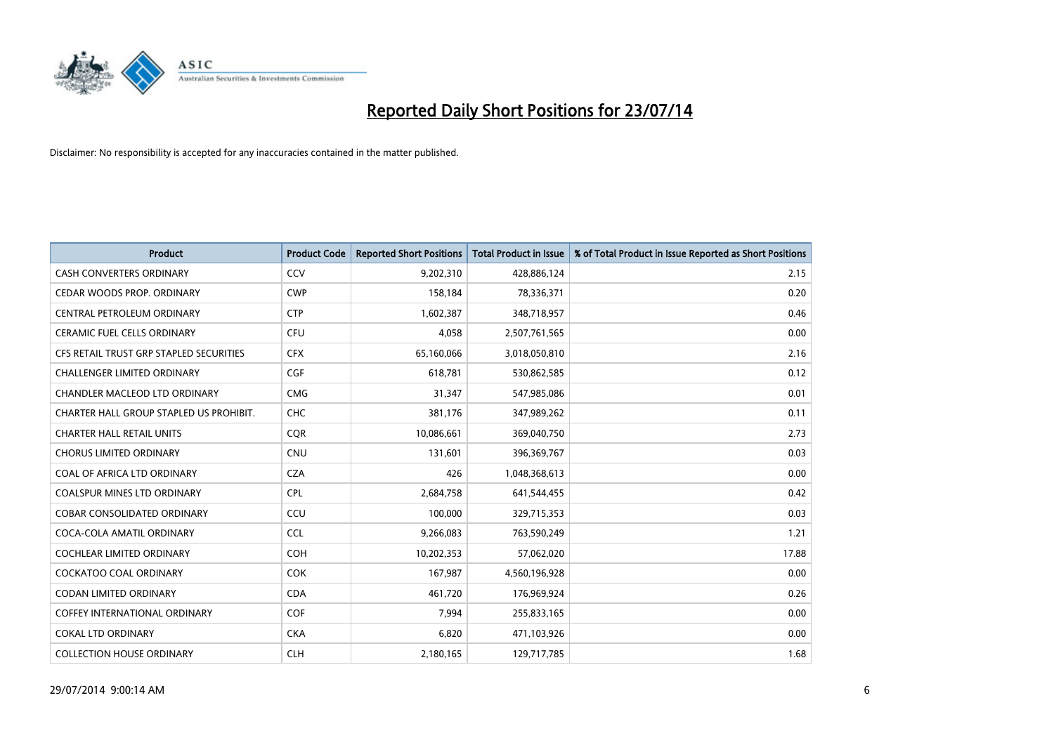# Reported Daily Short Positions for 23/07/14

Disclaimer: No responsibility is accepted for any inaccuracies contained in the matter published.

| Product | Product Code | Reported Short Positions | Total Product in Issue | % of Total Product in Issue Reported as Short Positions |
|---|---|---|---|---|
| CASH CONVERTERS ORDINARY | CCV | 9,202,310 | 428,886,124 | 2.15 |
| CEDAR WOODS PROP. ORDINARY | CWP | 158,184 | 78,336,371 | 0.20 |
| CENTRAL PETROLEUM ORDINARY | CTP | 1,602,387 | 348,718,957 | 0.46 |
| CERAMIC FUEL CELLS ORDINARY | CFU | 4,058 | 2,507,761,565 | 0.00 |
| CFS RETAIL TRUST GRP STAPLED SECURITIES | CFX | 65,160,066 | 3,018,050,810 | 2.16 |
| CHALLENGER LIMITED ORDINARY | CGF | 618,781 | 530,862,585 | 0.12 |
| CHANDLER MACLEOD LTD ORDINARY | CMG | 31,347 | 547,985,086 | 0.01 |
| CHARTER HALL GROUP STAPLED US PROHIBIT. | CHC | 381,176 | 347,989,262 | 0.11 |
| CHARTER HALL RETAIL UNITS | CQR | 10,086,661 | 369,040,750 | 2.73 |
| CHORUS LIMITED ORDINARY | CNU | 131,601 | 396,369,767 | 0.03 |
| COAL OF AFRICA LTD ORDINARY | CZA | 426 | 1,048,368,613 | 0.00 |
| COALSPUR MINES LTD ORDINARY | CPL | 2,684,758 | 641,544,455 | 0.42 |
| COBAR CONSOLIDATED ORDINARY | CCU | 100,000 | 329,715,353 | 0.03 |
| COCA-COLA AMATIL ORDINARY | CCL | 9,266,083 | 763,590,249 | 1.21 |
| COCHLEAR LIMITED ORDINARY | COH | 10,202,353 | 57,062,020 | 17.88 |
| COCKATOO COAL ORDINARY | COK | 167,987 | 4,560,196,928 | 0.00 |
| CODAN LIMITED ORDINARY | CDA | 461,720 | 176,969,924 | 0.26 |
| COFFEY INTERNATIONAL ORDINARY | COF | 7,994 | 255,833,165 | 0.00 |
| COKAL LTD ORDINARY | CKA | 6,820 | 471,103,926 | 0.00 |
| COLLECTION HOUSE ORDINARY | CLH | 2,180,165 | 129,717,785 | 1.68 |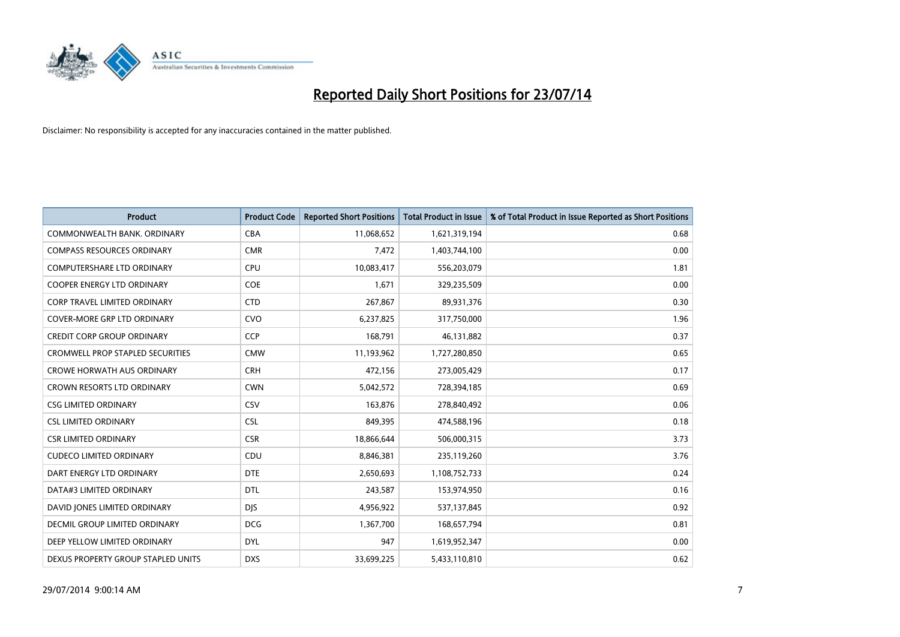# Reported Daily Short Positions for 23/07/14

Disclaimer: No responsibility is accepted for any inaccuracies contained in the matter published.

| Product | Product Code | Reported Short Positions | Total Product in Issue | % of Total Product in Issue Reported as Short Positions |
|---|---|---|---|---|
| COMMONWEALTH BANK. ORDINARY | CBA | 11,068,652 | 1,621,319,194 | 0.68 |
| COMPASS RESOURCES ORDINARY | CMR | 7,472 | 1,403,744,100 | 0.00 |
| COMPUTERSHARE LTD ORDINARY | CPU | 10,083,417 | 556,203,079 | 1.81 |
| COOPER ENERGY LTD ORDINARY | COE | 1,671 | 329,235,509 | 0.00 |
| CORP TRAVEL LIMITED ORDINARY | CTD | 267,867 | 89,931,376 | 0.30 |
| COVER-MORE GRP LTD ORDINARY | CVO | 6,237,825 | 317,750,000 | 1.96 |
| CREDIT CORP GROUP ORDINARY | CCP | 168,791 | 46,131,882 | 0.37 |
| CROMWELL PROP STAPLED SECURITIES | CMW | 11,193,962 | 1,727,280,850 | 0.65 |
| CROWE HORWATH AUS ORDINARY | CRH | 472,156 | 273,005,429 | 0.17 |
| CROWN RESORTS LTD ORDINARY | CWN | 5,042,572 | 728,394,185 | 0.69 |
| CSG LIMITED ORDINARY | CSV | 163,876 | 278,840,492 | 0.06 |
| CSL LIMITED ORDINARY | CSL | 849,395 | 474,588,196 | 0.18 |
| CSR LIMITED ORDINARY | CSR | 18,866,644 | 506,000,315 | 3.73 |
| CUDECO LIMITED ORDINARY | CDU | 8,846,381 | 235,119,260 | 3.76 |
| DART ENERGY LTD ORDINARY | DTE | 2,650,693 | 1,108,752,733 | 0.24 |
| DATA#3 LIMITED ORDINARY | DTL | 243,587 | 153,974,950 | 0.16 |
| DAVID JONES LIMITED ORDINARY | DJS | 4,956,922 | 537,137,845 | 0.92 |
| DECMIL GROUP LIMITED ORDINARY | DCG | 1,367,700 | 168,657,794 | 0.81 |
| DEEP YELLOW LIMITED ORDINARY | DYL | 947 | 1,619,952,347 | 0.00 |
| DEXUS PROPERTY GROUP STAPLED UNITS | DXS | 33,699,225 | 5,433,110,810 | 0.62 |

29/07/2014 9:00:14 AM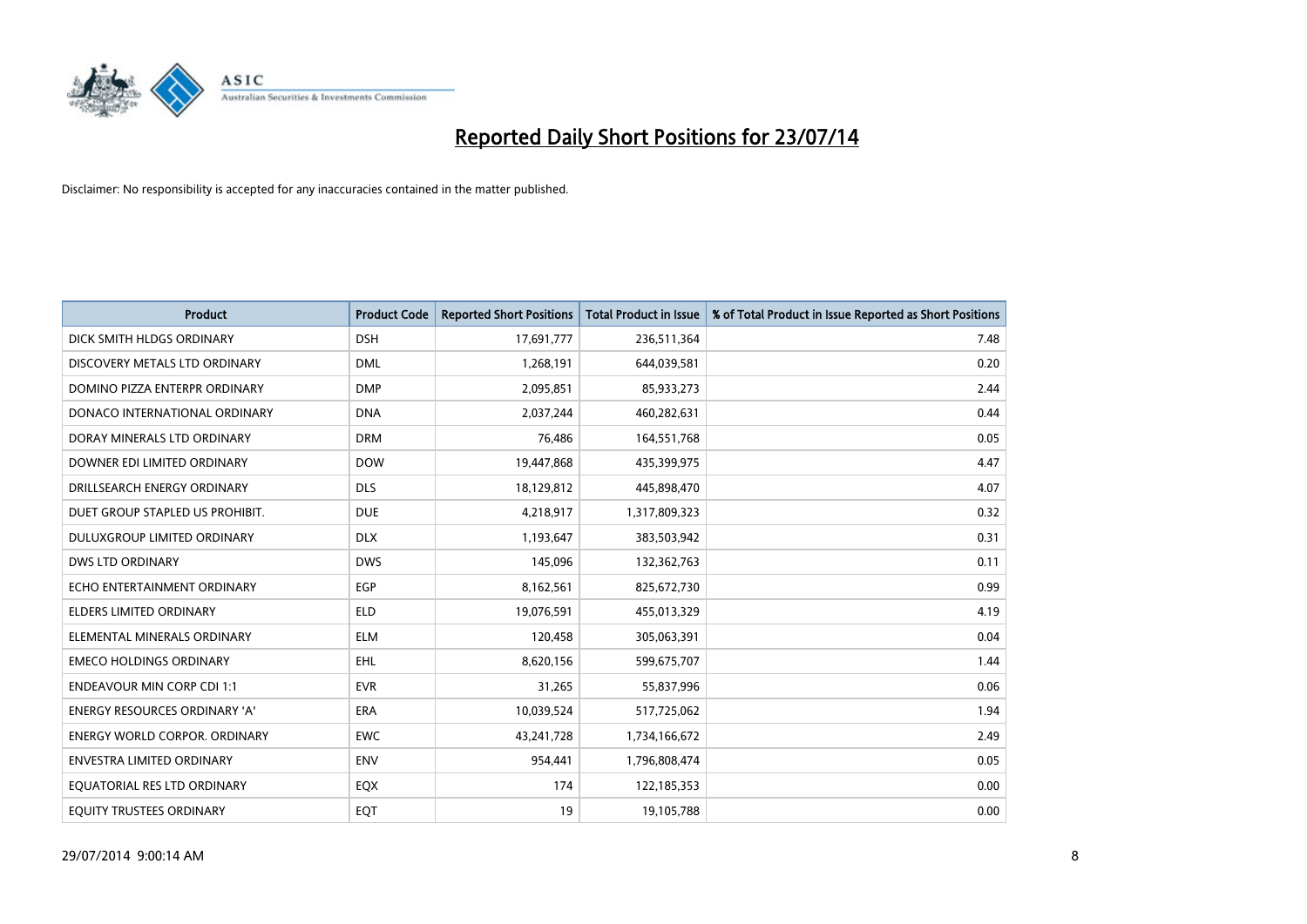# Reported Daily Short Positions for 23/07/14

Disclaimer: No responsibility is accepted for any inaccuracies contained in the matter published.

| Product | Product Code | Reported Short Positions | Total Product in Issue | % of Total Product in Issue Reported as Short Positions |
|---|---|---|---|---|
| DICK SMITH HLDGS ORDINARY | DSH | 17,691,777 | 236,511,364 | 7.48 |
| DISCOVERY METALS LTD ORDINARY | DML | 1,268,191 | 644,039,581 | 0.20 |
| DOMINO PIZZA ENTERPR ORDINARY | DMP | 2,095,851 | 85,933,273 | 2.44 |
| DONACO INTERNATIONAL ORDINARY | DNA | 2,037,244 | 460,282,631 | 0.44 |
| DORAY MINERALS LTD ORDINARY | DRM | 76,486 | 164,551,768 | 0.05 |
| DOWNER EDI LIMITED ORDINARY | DOW | 19,447,868 | 435,399,975 | 4.47 |
| DRILLSEARCH ENERGY ORDINARY | DLS | 18,129,812 | 445,898,470 | 4.07 |
| DUET GROUP STAPLED US PROHIBIT. | DUE | 4,218,917 | 1,317,809,323 | 0.32 |
| DULUXGROUP LIMITED ORDINARY | DLX | 1,193,647 | 383,503,942 | 0.31 |
| DWS LTD ORDINARY | DWS | 145,096 | 132,362,763 | 0.11 |
| ECHO ENTERTAINMENT ORDINARY | EGP | 8,162,561 | 825,672,730 | 0.99 |
| ELDERS LIMITED ORDINARY | ELD | 19,076,591 | 455,013,329 | 4.19 |
| ELEMENTAL MINERALS ORDINARY | ELM | 120,458 | 305,063,391 | 0.04 |
| EMECO HOLDINGS ORDINARY | EHL | 8,620,156 | 599,675,707 | 1.44 |
| ENDEAVOUR MIN CORP CDI 1:1 | EVR | 31,265 | 55,837,996 | 0.06 |
| ENERGY RESOURCES ORDINARY 'A' | ERA | 10,039,524 | 517,725,062 | 1.94 |
| ENERGY WORLD CORPOR. ORDINARY | EWC | 43,241,728 | 1,734,166,672 | 2.49 |
| ENVESTRA LIMITED ORDINARY | ENV | 954,441 | 1,796,808,474 | 0.05 |
| EQUATORIAL RES LTD ORDINARY | EQX | 174 | 122,185,353 | 0.00 |
| EQUITY TRUSTEES ORDINARY | EQT | 19 | 19,105,788 | 0.00 |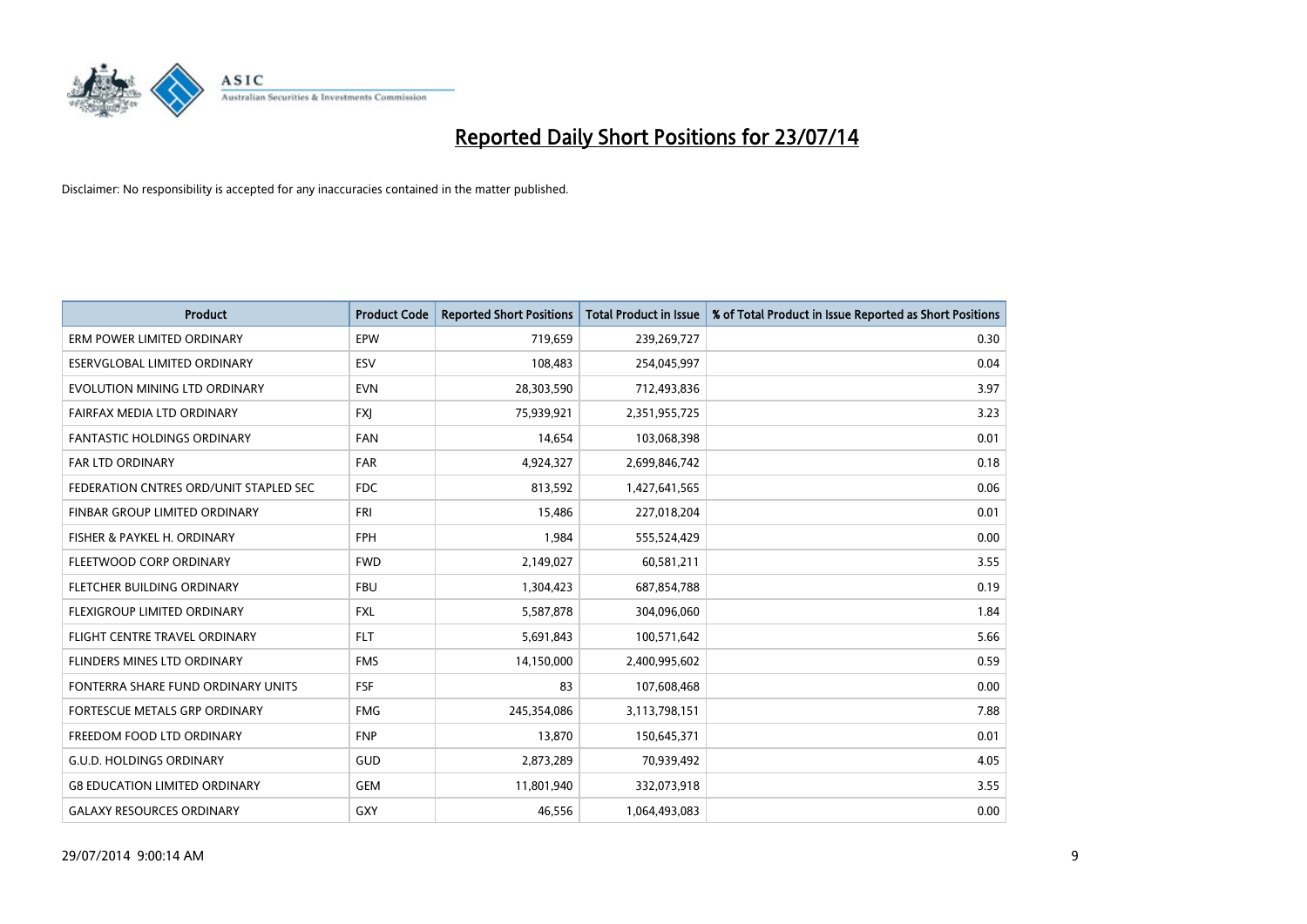# Reported Daily Short Positions for 23/07/14

Disclaimer: No responsibility is accepted for any inaccuracies contained in the matter published.

| Product | Product Code | Reported Short Positions | Total Product in Issue | % of Total Product in Issue Reported as Short Positions |
|---|---|---|---|---|
| ERM POWER LIMITED ORDINARY | EPW | 719,659 | 239,269,727 | 0.30 |
| ESERVGLOBAL LIMITED ORDINARY | ESV | 108,483 | 254,045,997 | 0.04 |
| EVOLUTION MINING LTD ORDINARY | EVN | 28,303,590 | 712,493,836 | 3.97 |
| FAIRFAX MEDIA LTD ORDINARY | FXJ | 75,939,921 | 2,351,955,725 | 3.23 |
| FANTASTIC HOLDINGS ORDINARY | FAN | 14,654 | 103,068,398 | 0.01 |
| FAR LTD ORDINARY | FAR | 4,924,327 | 2,699,846,742 | 0.18 |
| FEDERATION CNTRES ORD/UNIT STAPLED SEC | FDC | 813,592 | 1,427,641,565 | 0.06 |
| FINBAR GROUP LIMITED ORDINARY | FRI | 15,486 | 227,018,204 | 0.01 |
| FISHER & PAYKEL H. ORDINARY | FPH | 1,984 | 555,524,429 | 0.00 |
| FLEETWOOD CORP ORDINARY | FWD | 2,149,027 | 60,581,211 | 3.55 |
| FLETCHER BUILDING ORDINARY | FBU | 1,304,423 | 687,854,788 | 0.19 |
| FLEXIGROUP LIMITED ORDINARY | FXL | 5,587,878 | 304,096,060 | 1.84 |
| FLIGHT CENTRE TRAVEL ORDINARY | FLT | 5,691,843 | 100,571,642 | 5.66 |
| FLINDERS MINES LTD ORDINARY | FMS | 14,150,000 | 2,400,995,602 | 0.59 |
| FONTERRA SHARE FUND ORDINARY UNITS | FSF | 83 | 107,608,468 | 0.00 |
| FORTESCUE METALS GRP ORDINARY | FMG | 245,354,086 | 3,113,798,151 | 7.88 |
| FREEDOM FOOD LTD ORDINARY | FNP | 13,870 | 150,645,371 | 0.01 |
| G.U.D. HOLDINGS ORDINARY | GUD | 2,873,289 | 70,939,492 | 4.05 |
| G8 EDUCATION LIMITED ORDINARY | GEM | 11,801,940 | 332,073,918 | 3.55 |
| GALAXY RESOURCES ORDINARY | GXY | 46,556 | 1,064,493,083 | 0.00 |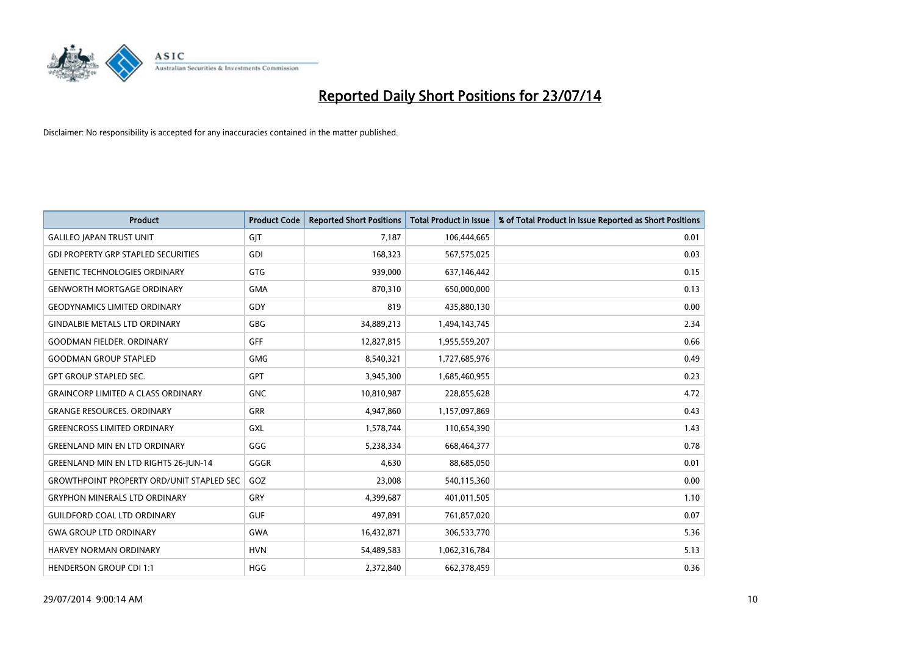# Reported Daily Short Positions for 23/07/14

Disclaimer: No responsibility is accepted for any inaccuracies contained in the matter published.

| Product | Product Code | Reported Short Positions | Total Product in Issue | % of Total Product in Issue Reported as Short Positions |
|---|---|---|---|---|
| GALILEO JAPAN TRUST UNIT | GJT | 7,187 | 106,444,665 | 0.01 |
| GDI PROPERTY GRP STAPLED SECURITIES | GDI | 168,323 | 567,575,025 | 0.03 |
| GENETIC TECHNOLOGIES ORDINARY | GTG | 939,000 | 637,146,442 | 0.15 |
| GENWORTH MORTGAGE ORDINARY | GMA | 870,310 | 650,000,000 | 0.13 |
| GEODYNAMICS LIMITED ORDINARY | GDY | 819 | 435,880,130 | 0.00 |
| GINDALBIE METALS LTD ORDINARY | GBG | 34,889,213 | 1,494,143,745 | 2.34 |
| GOODMAN FIELDER. ORDINARY | GFF | 12,827,815 | 1,955,559,207 | 0.66 |
| GOODMAN GROUP STAPLED | GMG | 8,540,321 | 1,727,685,976 | 0.49 |
| GPT GROUP STAPLED SEC. | GPT | 3,945,300 | 1,685,460,955 | 0.23 |
| GRAINCORP LIMITED A CLASS ORDINARY | GNC | 10,810,987 | 228,855,628 | 4.72 |
| GRANGE RESOURCES. ORDINARY | GRR | 4,947,860 | 1,157,097,869 | 0.43 |
| GREENCROSS LIMITED ORDINARY | GXL | 1,578,744 | 110,654,390 | 1.43 |
| GREENLAND MIN EN LTD ORDINARY | GGG | 5,238,334 | 668,464,377 | 0.78 |
| GREENLAND MIN EN LTD RIGHTS 26-JUN-14 | GGGR | 4,630 | 88,685,050 | 0.01 |
| GROWTHPOINT PROPERTY ORD/UNIT STAPLED SEC | GOZ | 23,008 | 540,115,360 | 0.00 |
| GRYPHON MINERALS LTD ORDINARY | GRY | 4,399,687 | 401,011,505 | 1.10 |
| GUILDFORD COAL LTD ORDINARY | GUF | 497,891 | 761,857,020 | 0.07 |
| GWA GROUP LTD ORDINARY | GWA | 16,432,871 | 306,533,770 | 5.36 |
| HARVEY NORMAN ORDINARY | HVN | 54,489,583 | 1,062,316,784 | 5.13 |
| HENDERSON GROUP CDI 1:1 | HGG | 2,372,840 | 662,378,459 | 0.36 |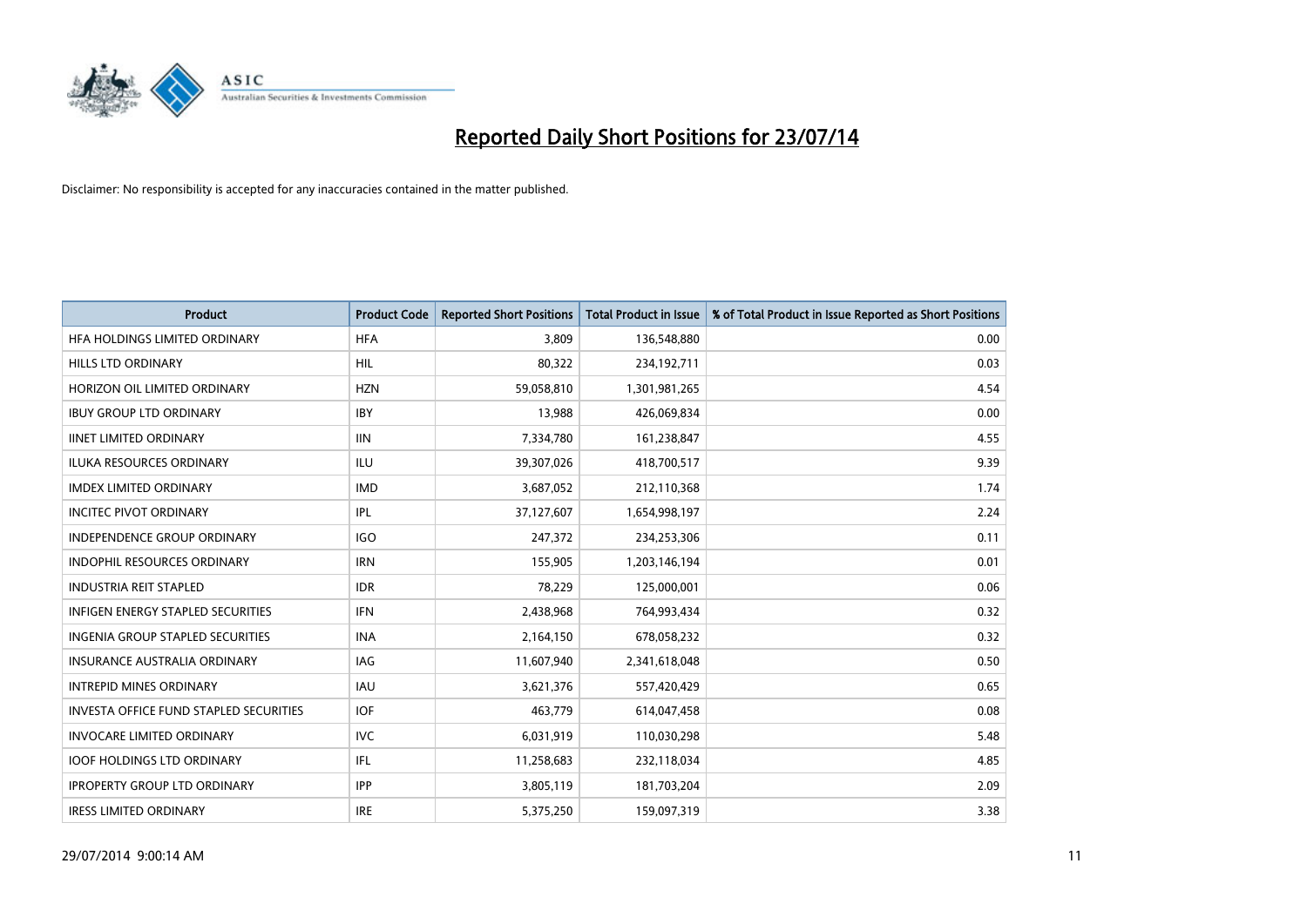# Reported Daily Short Positions for 23/07/14

Disclaimer: No responsibility is accepted for any inaccuracies contained in the matter published.

| Product | Product Code | Reported Short Positions | Total Product in Issue | % of Total Product in Issue Reported as Short Positions |
|---|---|---|---|---|
| HFA HOLDINGS LIMITED ORDINARY | HFA | 3,809 | 136,548,880 | 0.00 |
| HILLS LTD ORDINARY | HIL | 80,322 | 234,192,711 | 0.03 |
| HORIZON OIL LIMITED ORDINARY | HZN | 59,058,810 | 1,301,981,265 | 4.54 |
| IBUY GROUP LTD ORDINARY | IBY | 13,988 | 426,069,834 | 0.00 |
| IINET LIMITED ORDINARY | IIN | 7,334,780 | 161,238,847 | 4.55 |
| ILUKA RESOURCES ORDINARY | ILU | 39,307,026 | 418,700,517 | 9.39 |
| IMDEX LIMITED ORDINARY | IMD | 3,687,052 | 212,110,368 | 1.74 |
| INCITEC PIVOT ORDINARY | IPL | 37,127,607 | 1,654,998,197 | 2.24 |
| INDEPENDENCE GROUP ORDINARY | IGO | 247,372 | 234,253,306 | 0.11 |
| INDOPHIL RESOURCES ORDINARY | IRN | 155,905 | 1,203,146,194 | 0.01 |
| INDUSTRIA REIT STAPLED | IDR | 78,229 | 125,000,001 | 0.06 |
| INFIGEN ENERGY STAPLED SECURITIES | IFN | 2,438,968 | 764,993,434 | 0.32 |
| INGENIA GROUP STAPLED SECURITIES | INA | 2,164,150 | 678,058,232 | 0.32 |
| INSURANCE AUSTRALIA ORDINARY | IAG | 11,607,940 | 2,341,618,048 | 0.50 |
| INTREPID MINES ORDINARY | IAU | 3,621,376 | 557,420,429 | 0.65 |
| INVESTA OFFICE FUND STAPLED SECURITIES | IOF | 463,779 | 614,047,458 | 0.08 |
| INVOCARE LIMITED ORDINARY | IVC | 6,031,919 | 110,030,298 | 5.48 |
| IOOF HOLDINGS LTD ORDINARY | IFL | 11,258,683 | 232,118,034 | 4.85 |
| IPROPERTY GROUP LTD ORDINARY | IPP | 3,805,119 | 181,703,204 | 2.09 |
| IRESS LIMITED ORDINARY | IRE | 5,375,250 | 159,097,319 | 3.38 |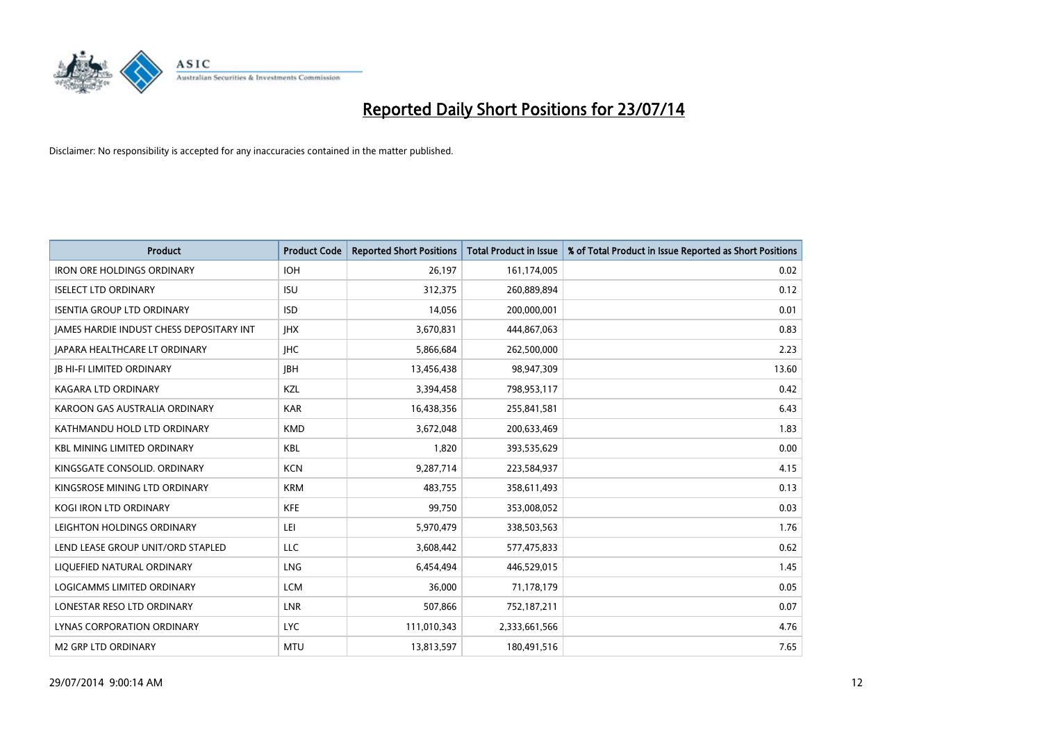# Reported Daily Short Positions for 23/07/14

Disclaimer: No responsibility is accepted for any inaccuracies contained in the matter published.

| Product | Product Code | Reported Short Positions | Total Product in Issue | % of Total Product in Issue Reported as Short Positions |
|---|---|---|---|---|
| IRON ORE HOLDINGS ORDINARY | IOH | 26,197 | 161,174,005 | 0.02 |
| ISELECT LTD ORDINARY | ISU | 312,375 | 260,889,894 | 0.12 |
| ISENTIA GROUP LTD ORDINARY | ISD | 14,056 | 200,000,001 | 0.01 |
| JAMES HARDIE INDUST CHESS DEPOSITARY INT | JHX | 3,670,831 | 444,867,063 | 0.83 |
| JAPARA HEALTHCARE LT ORDINARY | JHC | 5,866,684 | 262,500,000 | 2.23 |
| JB HI-FI LIMITED ORDINARY | JBH | 13,456,438 | 98,947,309 | 13.60 |
| KAGARA LTD ORDINARY | KZL | 3,394,458 | 798,953,117 | 0.42 |
| KAROON GAS AUSTRALIA ORDINARY | KAR | 16,438,356 | 255,841,581 | 6.43 |
| KATHMANDU HOLD LTD ORDINARY | KMD | 3,672,048 | 200,633,469 | 1.83 |
| KBL MINING LIMITED ORDINARY | KBL | 1,820 | 393,535,629 | 0.00 |
| KINGSGATE CONSOLID. ORDINARY | KCN | 9,287,714 | 223,584,937 | 4.15 |
| KINGSROSE MINING LTD ORDINARY | KRM | 483,755 | 358,611,493 | 0.13 |
| KOGI IRON LTD ORDINARY | KFE | 99,750 | 353,008,052 | 0.03 |
| LEIGHTON HOLDINGS ORDINARY | LEI | 5,970,479 | 338,503,563 | 1.76 |
| LEND LEASE GROUP UNIT/ORD STAPLED | LLC | 3,608,442 | 577,475,833 | 0.62 |
| LIQUEFIED NATURAL ORDINARY | LNG | 6,454,494 | 446,529,015 | 1.45 |
| LOGICAMMS LIMITED ORDINARY | LCM | 36,000 | 71,178,179 | 0.05 |
| LONESTAR RESO LTD ORDINARY | LNR | 507,866 | 752,187,211 | 0.07 |
| LYNAS CORPORATION ORDINARY | LYC | 111,010,343 | 2,333,661,566 | 4.76 |
| M2 GRP LTD ORDINARY | MTU | 13,813,597 | 180,491,516 | 7.65 |

29/07/2014 9:00:14 AM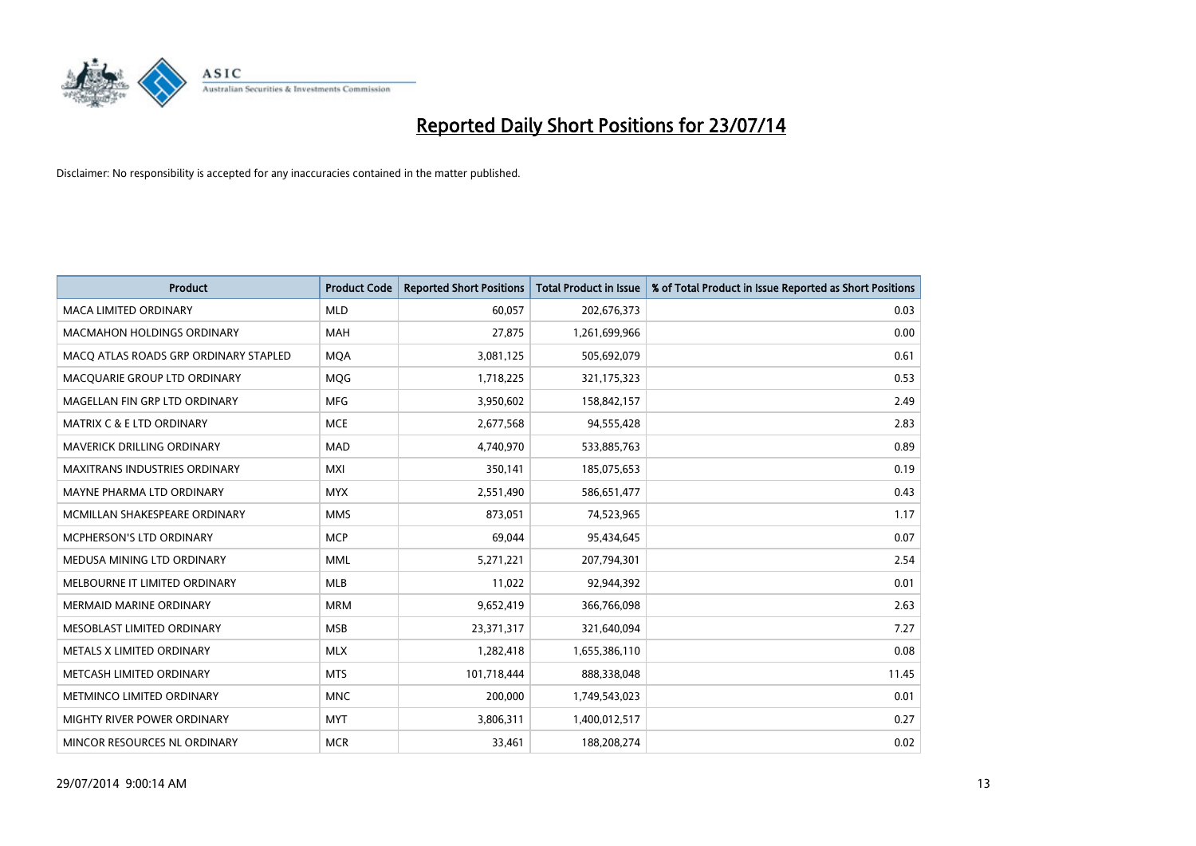# Reported Daily Short Positions for 23/07/14

Disclaimer: No responsibility is accepted for any inaccuracies contained in the matter published.

| Product | Product Code | Reported Short Positions | Total Product in Issue | % of Total Product in Issue Reported as Short Positions |
|---|---|---|---|---|
| MACA LIMITED ORDINARY | MLD | 60,057 | 202,676,373 | 0.03 |
| MACMAHON HOLDINGS ORDINARY | MAH | 27,875 | 1,261,699,966 | 0.00 |
| MACQ ATLAS ROADS GRP ORDINARY STAPLED | MQA | 3,081,125 | 505,692,079 | 0.61 |
| MACQUARIE GROUP LTD ORDINARY | MQG | 1,718,225 | 321,175,323 | 0.53 |
| MAGELLAN FIN GRP LTD ORDINARY | MFG | 3,950,602 | 158,842,157 | 2.49 |
| MATRIX C & E LTD ORDINARY | MCE | 2,677,568 | 94,555,428 | 2.83 |
| MAVERICK DRILLING ORDINARY | MAD | 4,740,970 | 533,885,763 | 0.89 |
| MAXITRANS INDUSTRIES ORDINARY | MXI | 350,141 | 185,075,653 | 0.19 |
| MAYNE PHARMA LTD ORDINARY | MYX | 2,551,490 | 586,651,477 | 0.43 |
| MCMILLAN SHAKESPEARE ORDINARY | MMS | 873,051 | 74,523,965 | 1.17 |
| MCPHERSON'S LTD ORDINARY | MCP | 69,044 | 95,434,645 | 0.07 |
| MEDUSA MINING LTD ORDINARY | MML | 5,271,221 | 207,794,301 | 2.54 |
| MELBOURNE IT LIMITED ORDINARY | MLB | 11,022 | 92,944,392 | 0.01 |
| MERMAID MARINE ORDINARY | MRM | 9,652,419 | 366,766,098 | 2.63 |
| MESOBLAST LIMITED ORDINARY | MSB | 23,371,317 | 321,640,094 | 7.27 |
| METALS X LIMITED ORDINARY | MLX | 1,282,418 | 1,655,386,110 | 0.08 |
| METCASH LIMITED ORDINARY | MTS | 101,718,444 | 888,338,048 | 11.45 |
| METMINCO LIMITED ORDINARY | MNC | 200,000 | 1,749,543,023 | 0.01 |
| MIGHTY RIVER POWER ORDINARY | MYT | 3,806,311 | 1,400,012,517 | 0.27 |
| MINCOR RESOURCES NL ORDINARY | MCR | 33,461 | 188,208,274 | 0.02 |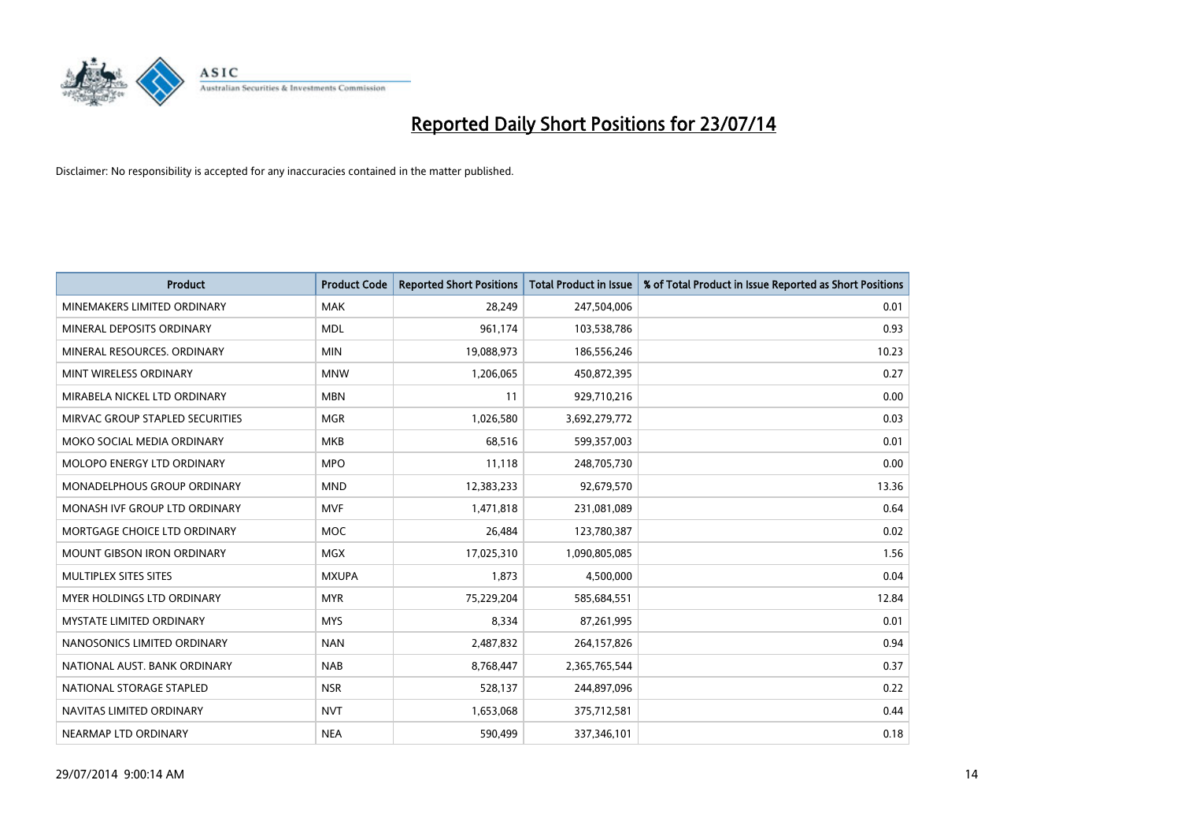# Reported Daily Short Positions for 23/07/14

Disclaimer: No responsibility is accepted for any inaccuracies contained in the matter published.

| Product | Product Code | Reported Short Positions | Total Product in Issue | % of Total Product in Issue Reported as Short Positions |
| --- | --- | --- | --- | --- |
| MINEMAKERS LIMITED ORDINARY | MAK | 28,249 | 247,504,006 | 0.01 |
| MINERAL DEPOSITS ORDINARY | MDL | 961,174 | 103,538,786 | 0.93 |
| MINERAL RESOURCES. ORDINARY | MIN | 19,088,973 | 186,556,246 | 10.23 |
| MINT WIRELESS ORDINARY | MNW | 1,206,065 | 450,872,395 | 0.27 |
| MIRABELA NICKEL LTD ORDINARY | MBN | 11 | 929,710,216 | 0.00 |
| MIRVAC GROUP STAPLED SECURITIES | MGR | 1,026,580 | 3,692,279,772 | 0.03 |
| MOKO SOCIAL MEDIA ORDINARY | MKB | 68,516 | 599,357,003 | 0.01 |
| MOLOPO ENERGY LTD ORDINARY | MPO | 11,118 | 248,705,730 | 0.00 |
| MONADELPHOUS GROUP ORDINARY | MND | 12,383,233 | 92,679,570 | 13.36 |
| MONASH IVF GROUP LTD ORDINARY | MVF | 1,471,818 | 231,081,089 | 0.64 |
| MORTGAGE CHOICE LTD ORDINARY | MOC | 26,484 | 123,780,387 | 0.02 |
| MOUNT GIBSON IRON ORDINARY | MGX | 17,025,310 | 1,090,805,085 | 1.56 |
| MULTIPLEX SITES SITES | MXUPA | 1,873 | 4,500,000 | 0.04 |
| MYER HOLDINGS LTD ORDINARY | MYR | 75,229,204 | 585,684,551 | 12.84 |
| MYSTATE LIMITED ORDINARY | MYS | 8,334 | 87,261,995 | 0.01 |
| NANOSONICS LIMITED ORDINARY | NAN | 2,487,832 | 264,157,826 | 0.94 |
| NATIONAL AUST. BANK ORDINARY | NAB | 8,768,447 | 2,365,765,544 | 0.37 |
| NATIONAL STORAGE STAPLED | NSR | 528,137 | 244,897,096 | 0.22 |
| NAVITAS LIMITED ORDINARY | NVT | 1,653,068 | 375,712,581 | 0.44 |
| NEARMAP LTD ORDINARY | NEA | 590,499 | 337,346,101 | 0.18 |

29/07/2014 9:00:14 AM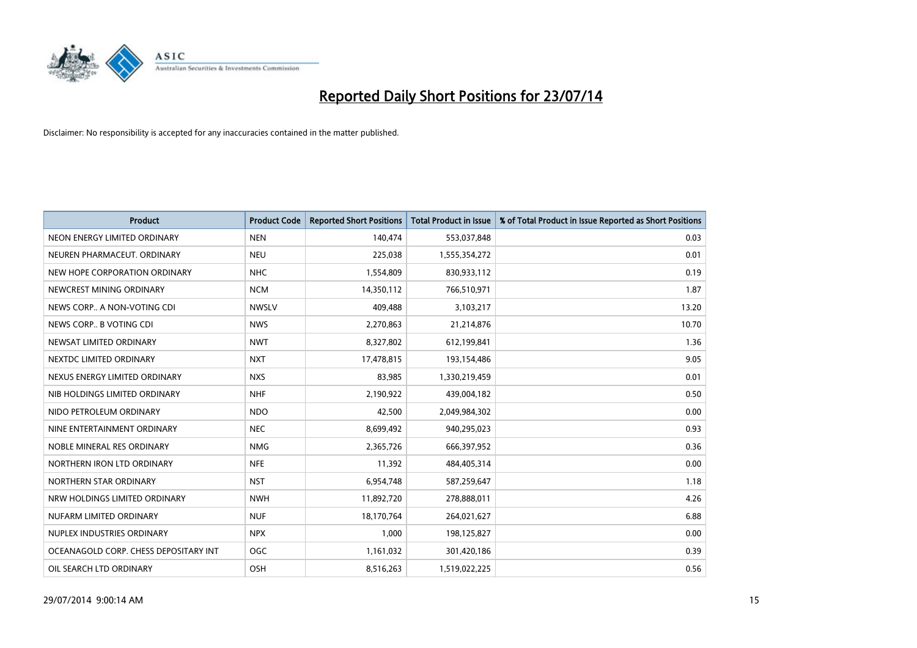# Reported Daily Short Positions for 23/07/14

Disclaimer: No responsibility is accepted for any inaccuracies contained in the matter published.

| Product | Product Code | Reported Short Positions | Total Product in Issue | % of Total Product in Issue Reported as Short Positions |
|---|---|---|---|---|
| NEON ENERGY LIMITED ORDINARY | NEN | 140,474 | 553,037,848 | 0.03 |
| NEUREN PHARMACEUT. ORDINARY | NEU | 225,038 | 1,555,354,272 | 0.01 |
| NEW HOPE CORPORATION ORDINARY | NHC | 1,554,809 | 830,933,112 | 0.19 |
| NEWCREST MINING ORDINARY | NCM | 14,350,112 | 766,510,971 | 1.87 |
| NEWS CORP.. A NON-VOTING CDI | NWSLV | 409,488 | 3,103,217 | 13.20 |
| NEWS CORP.. B VOTING CDI | NWS | 2,270,863 | 21,214,876 | 10.70 |
| NEWSAT LIMITED ORDINARY | NWT | 8,327,802 | 612,199,841 | 1.36 |
| NEXTDC LIMITED ORDINARY | NXT | 17,478,815 | 193,154,486 | 9.05 |
| NEXUS ENERGY LIMITED ORDINARY | NXS | 83,985 | 1,330,219,459 | 0.01 |
| NIB HOLDINGS LIMITED ORDINARY | NHF | 2,190,922 | 439,004,182 | 0.50 |
| NIDO PETROLEUM ORDINARY | NDO | 42,500 | 2,049,984,302 | 0.00 |
| NINE ENTERTAINMENT ORDINARY | NEC | 8,699,492 | 940,295,023 | 0.93 |
| NOBLE MINERAL RES ORDINARY | NMG | 2,365,726 | 666,397,952 | 0.36 |
| NORTHERN IRON LTD ORDINARY | NFE | 11,392 | 484,405,314 | 0.00 |
| NORTHERN STAR ORDINARY | NST | 6,954,748 | 587,259,647 | 1.18 |
| NRW HOLDINGS LIMITED ORDINARY | NWH | 11,892,720 | 278,888,011 | 4.26 |
| NUFARM LIMITED ORDINARY | NUF | 18,170,764 | 264,021,627 | 6.88 |
| NUPLEX INDUSTRIES ORDINARY | NPX | 1,000 | 198,125,827 | 0.00 |
| OCEANAGOLD CORP. CHESS DEPOSITARY INT | OGC | 1,161,032 | 301,420,186 | 0.39 |
| OIL SEARCH LTD ORDINARY | OSH | 8,516,263 | 1,519,022,225 | 0.56 |

29/07/2014 9:00:14 AM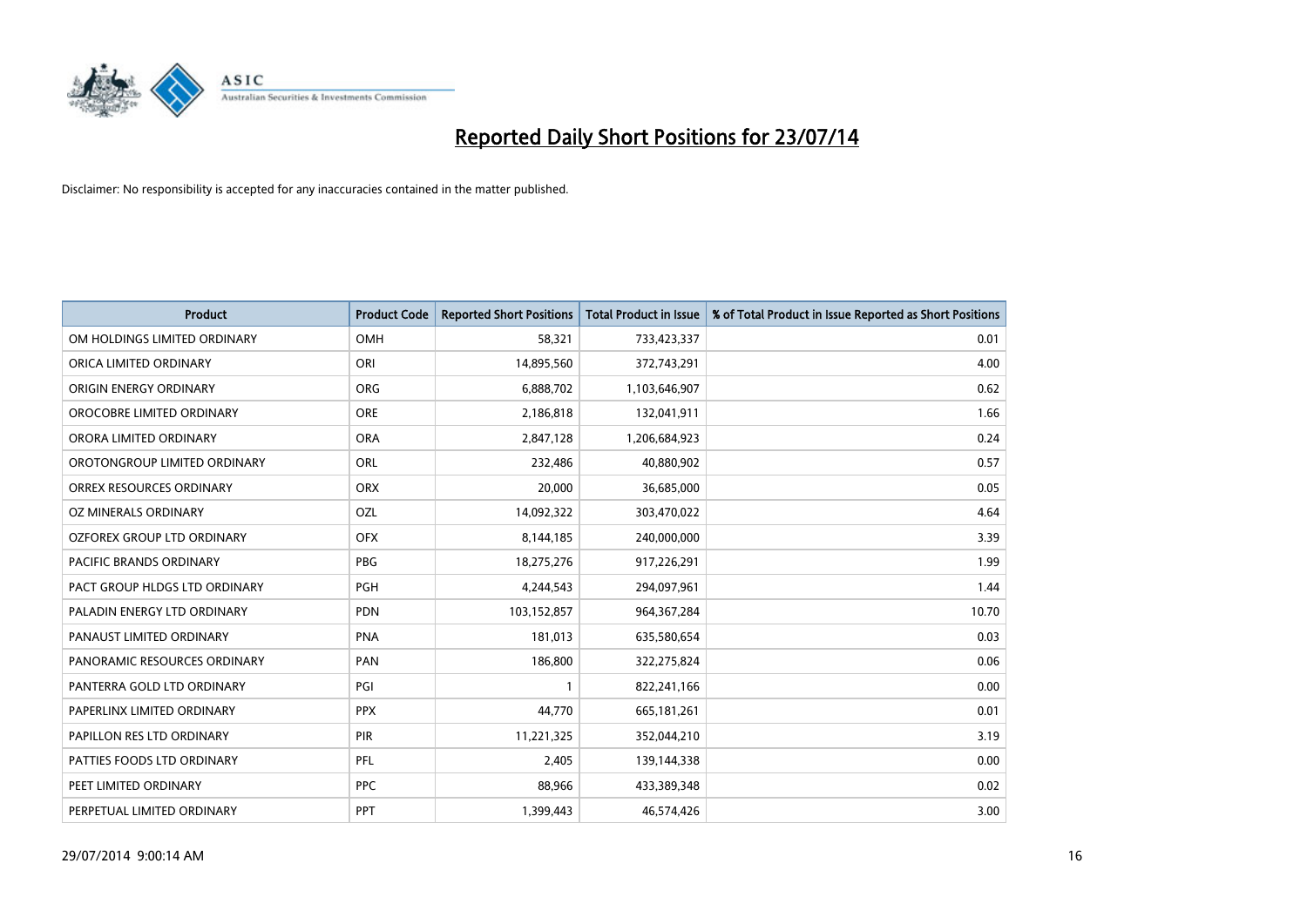# Reported Daily Short Positions for 23/07/14

Disclaimer: No responsibility is accepted for any inaccuracies contained in the matter published.

| Product | Product Code | Reported Short Positions | Total Product in Issue | % of Total Product in Issue Reported as Short Positions |
|---|---|---|---|---|
| OM HOLDINGS LIMITED ORDINARY | OMH | 58,321 | 733,423,337 | 0.01 |
| ORICA LIMITED ORDINARY | ORI | 14,895,560 | 372,743,291 | 4.00 |
| ORIGIN ENERGY ORDINARY | ORG | 6,888,702 | 1,103,646,907 | 0.62 |
| OROCOBRE LIMITED ORDINARY | ORE | 2,186,818 | 132,041,911 | 1.66 |
| ORORA LIMITED ORDINARY | ORA | 2,847,128 | 1,206,684,923 | 0.24 |
| OROTONGROUP LIMITED ORDINARY | ORL | 232,486 | 40,880,902 | 0.57 |
| ORREX RESOURCES ORDINARY | ORX | 20,000 | 36,685,000 | 0.05 |
| OZ MINERALS ORDINARY | OZL | 14,092,322 | 303,470,022 | 4.64 |
| OZFOREX GROUP LTD ORDINARY | OFX | 8,144,185 | 240,000,000 | 3.39 |
| PACIFIC BRANDS ORDINARY | PBG | 18,275,276 | 917,226,291 | 1.99 |
| PACT GROUP HLDGS LTD ORDINARY | PGH | 4,244,543 | 294,097,961 | 1.44 |
| PALADIN ENERGY LTD ORDINARY | PDN | 103,152,857 | 964,367,284 | 10.70 |
| PANAUST LIMITED ORDINARY | PNA | 181,013 | 635,580,654 | 0.03 |
| PANORAMIC RESOURCES ORDINARY | PAN | 186,800 | 322,275,824 | 0.06 |
| PANTERRA GOLD LTD ORDINARY | PGI | 1 | 822,241,166 | 0.00 |
| PAPERLINX LIMITED ORDINARY | PPX | 44,770 | 665,181,261 | 0.01 |
| PAPILLON RES LTD ORDINARY | PIR | 11,221,325 | 352,044,210 | 3.19 |
| PATTIES FOODS LTD ORDINARY | PFL | 2,405 | 139,144,338 | 0.00 |
| PEET LIMITED ORDINARY | PPC | 88,966 | 433,389,348 | 0.02 |
| PERPETUAL LIMITED ORDINARY | PPT | 1,399,443 | 46,574,426 | 3.00 |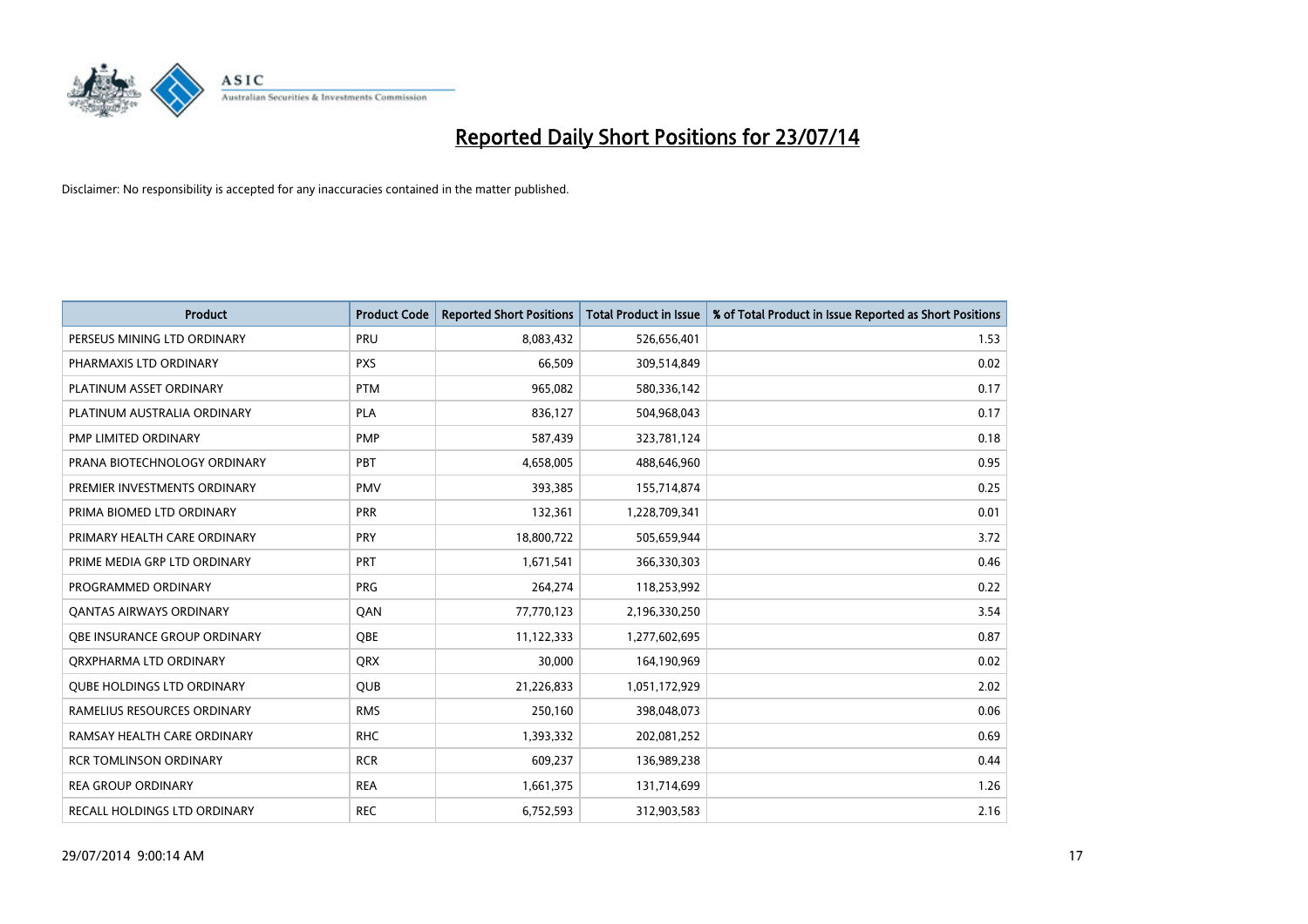# Reported Daily Short Positions for 23/07/14

Disclaimer: No responsibility is accepted for any inaccuracies contained in the matter published.

| Product | Product Code | Reported Short Positions | Total Product in Issue | % of Total Product in Issue Reported as Short Positions |
|---|---|---|---|---|
| PERSEUS MINING LTD ORDINARY | PRU | 8,083,432 | 526,656,401 | 1.53 |
| PHARMAXIS LTD ORDINARY | PXS | 66,509 | 309,514,849 | 0.02 |
| PLATINUM ASSET ORDINARY | PTM | 965,082 | 580,336,142 | 0.17 |
| PLATINUM AUSTRALIA ORDINARY | PLA | 836,127 | 504,968,043 | 0.17 |
| PMP LIMITED ORDINARY | PMP | 587,439 | 323,781,124 | 0.18 |
| PRANA BIOTECHNOLOGY ORDINARY | PBT | 4,658,005 | 488,646,960 | 0.95 |
| PREMIER INVESTMENTS ORDINARY | PMV | 393,385 | 155,714,874 | 0.25 |
| PRIMA BIOMED LTD ORDINARY | PRR | 132,361 | 1,228,709,341 | 0.01 |
| PRIMARY HEALTH CARE ORDINARY | PRY | 18,800,722 | 505,659,944 | 3.72 |
| PRIME MEDIA GRP LTD ORDINARY | PRT | 1,671,541 | 366,330,303 | 0.46 |
| PROGRAMMED ORDINARY | PRG | 264,274 | 118,253,992 | 0.22 |
| QANTAS AIRWAYS ORDINARY | QAN | 77,770,123 | 2,196,330,250 | 3.54 |
| QBE INSURANCE GROUP ORDINARY | QBE | 11,122,333 | 1,277,602,695 | 0.87 |
| QRXPHARMA LTD ORDINARY | QRX | 30,000 | 164,190,969 | 0.02 |
| QUBE HOLDINGS LTD ORDINARY | QUB | 21,226,833 | 1,051,172,929 | 2.02 |
| RAMELIUS RESOURCES ORDINARY | RMS | 250,160 | 398,048,073 | 0.06 |
| RAMSAY HEALTH CARE ORDINARY | RHC | 1,393,332 | 202,081,252 | 0.69 |
| RCR TOMLINSON ORDINARY | RCR | 609,237 | 136,989,238 | 0.44 |
| REA GROUP ORDINARY | REA | 1,661,375 | 131,714,699 | 1.26 |
| RECALL HOLDINGS LTD ORDINARY | REC | 6,752,593 | 312,903,583 | 2.16 |

29/07/2014 9:00:14 AM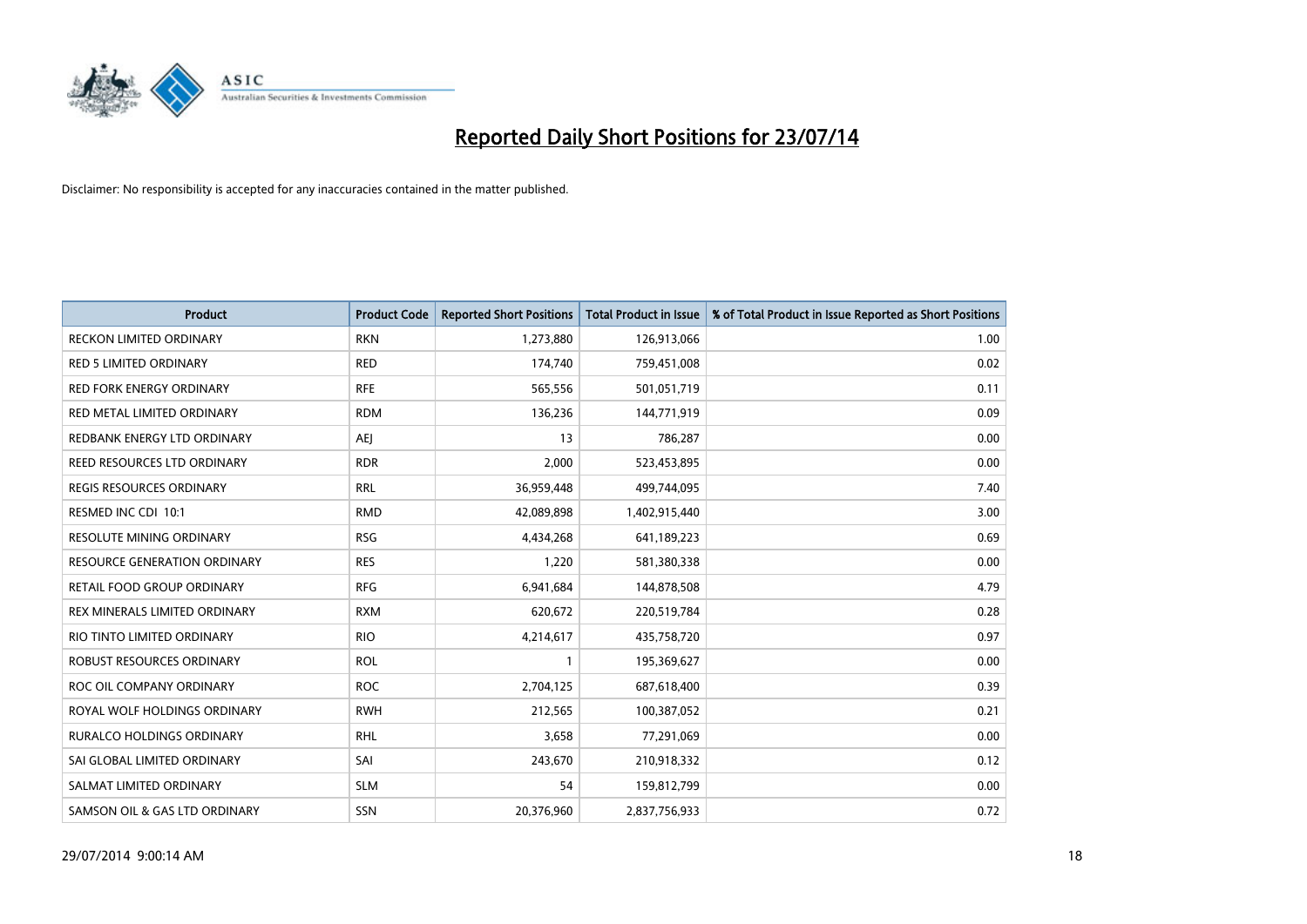# Reported Daily Short Positions for 23/07/14

Disclaimer: No responsibility is accepted for any inaccuracies contained in the matter published.

| Product | Product Code | Reported Short Positions | Total Product in Issue | % of Total Product in Issue Reported as Short Positions |
|---|---|---|---|---|
| RECKON LIMITED ORDINARY | RKN | 1,273,880 | 126,913,066 | 1.00 |
| RED 5 LIMITED ORDINARY | RED | 174,740 | 759,451,008 | 0.02 |
| RED FORK ENERGY ORDINARY | RFE | 565,556 | 501,051,719 | 0.11 |
| RED METAL LIMITED ORDINARY | RDM | 136,236 | 144,771,919 | 0.09 |
| REDBANK ENERGY LTD ORDINARY | AEJ | 13 | 786,287 | 0.00 |
| REED RESOURCES LTD ORDINARY | RDR | 2,000 | 523,453,895 | 0.00 |
| REGIS RESOURCES ORDINARY | RRL | 36,959,448 | 499,744,095 | 7.40 |
| RESMED INC CDI 10:1 | RMD | 42,089,898 | 1,402,915,440 | 3.00 |
| RESOLUTE MINING ORDINARY | RSG | 4,434,268 | 641,189,223 | 0.69 |
| RESOURCE GENERATION ORDINARY | RES | 1,220 | 581,380,338 | 0.00 |
| RETAIL FOOD GROUP ORDINARY | RFG | 6,941,684 | 144,878,508 | 4.79 |
| REX MINERALS LIMITED ORDINARY | RXM | 620,672 | 220,519,784 | 0.28 |
| RIO TINTO LIMITED ORDINARY | RIO | 4,214,617 | 435,758,720 | 0.97 |
| ROBUST RESOURCES ORDINARY | ROL | 1 | 195,369,627 | 0.00 |
| ROC OIL COMPANY ORDINARY | ROC | 2,704,125 | 687,618,400 | 0.39 |
| ROYAL WOLF HOLDINGS ORDINARY | RWH | 212,565 | 100,387,052 | 0.21 |
| RURALCO HOLDINGS ORDINARY | RHL | 3,658 | 77,291,069 | 0.00 |
| SAI GLOBAL LIMITED ORDINARY | SAI | 243,670 | 210,918,332 | 0.12 |
| SALMAT LIMITED ORDINARY | SLM | 54 | 159,812,799 | 0.00 |
| SAMSON OIL & GAS LTD ORDINARY | SSN | 20,376,960 | 2,837,756,933 | 0.72 |

29/07/2014 9:00:14 AM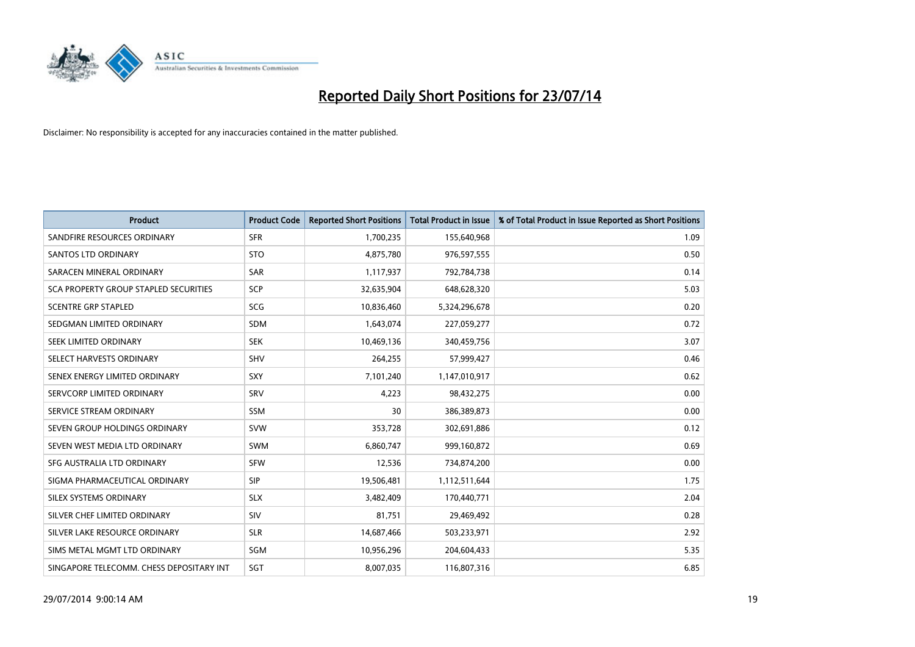# Reported Daily Short Positions for 23/07/14

Disclaimer: No responsibility is accepted for any inaccuracies contained in the matter published.

| Product | Product Code | Reported Short Positions | Total Product in Issue | % of Total Product in Issue Reported as Short Positions |
|---|---|---|---|---|
| SANDFIRE RESOURCES ORDINARY | SFR | 1,700,235 | 155,640,968 | 1.09 |
| SANTOS LTD ORDINARY | STO | 4,875,780 | 976,597,555 | 0.50 |
| SARACEN MINERAL ORDINARY | SAR | 1,117,937 | 792,784,738 | 0.14 |
| SCA PROPERTY GROUP STAPLED SECURITIES | SCP | 32,635,904 | 648,628,320 | 5.03 |
| SCENTRE GRP STAPLED | SCG | 10,836,460 | 5,324,296,678 | 0.20 |
| SEDGMAN LIMITED ORDINARY | SDM | 1,643,074 | 227,059,277 | 0.72 |
| SEEK LIMITED ORDINARY | SEK | 10,469,136 | 340,459,756 | 3.07 |
| SELECT HARVESTS ORDINARY | SHV | 264,255 | 57,999,427 | 0.46 |
| SENEX ENERGY LIMITED ORDINARY | SXY | 7,101,240 | 1,147,010,917 | 0.62 |
| SERVCORP LIMITED ORDINARY | SRV | 4,223 | 98,432,275 | 0.00 |
| SERVICE STREAM ORDINARY | SSM | 30 | 386,389,873 | 0.00 |
| SEVEN GROUP HOLDINGS ORDINARY | SVW | 353,728 | 302,691,886 | 0.12 |
| SEVEN WEST MEDIA LTD ORDINARY | SWM | 6,860,747 | 999,160,872 | 0.69 |
| SFG AUSTRALIA LTD ORDINARY | SFW | 12,536 | 734,874,200 | 0.00 |
| SIGMA PHARMACEUTICAL ORDINARY | SIP | 19,506,481 | 1,112,511,644 | 1.75 |
| SILEX SYSTEMS ORDINARY | SLX | 3,482,409 | 170,440,771 | 2.04 |
| SILVER CHEF LIMITED ORDINARY | SIV | 81,751 | 29,469,492 | 0.28 |
| SILVER LAKE RESOURCE ORDINARY | SLR | 14,687,466 | 503,233,971 | 2.92 |
| SIMS METAL MGMT LTD ORDINARY | SGM | 10,956,296 | 204,604,433 | 5.35 |
| SINGAPORE TELECOMM. CHESS DEPOSITARY INT | SGT | 8,007,035 | 116,807,316 | 6.85 |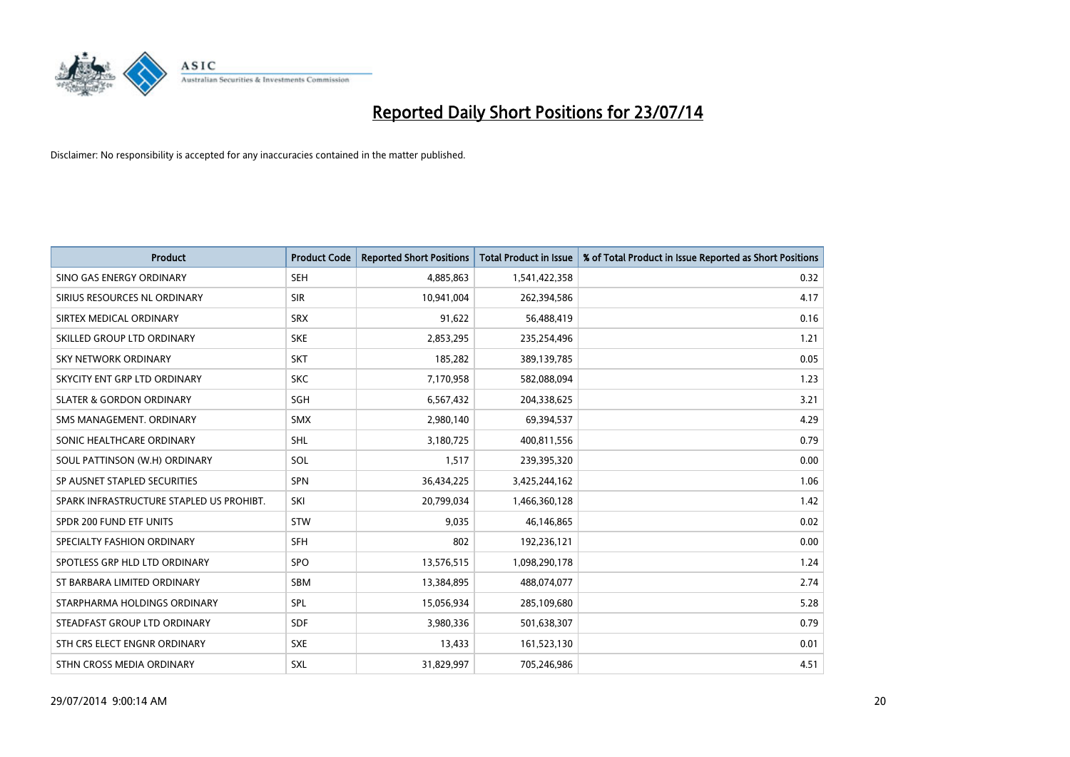# Reported Daily Short Positions for 23/07/14

Disclaimer: No responsibility is accepted for any inaccuracies contained in the matter published.

| Product | Product Code | Reported Short Positions | Total Product in Issue | % of Total Product in Issue Reported as Short Positions |
| --- | --- | --- | --- | --- |
| SINO GAS ENERGY ORDINARY | SEH | 4,885,863 | 1,541,422,358 | 0.32 |
| SIRIUS RESOURCES NL ORDINARY | SIR | 10,941,004 | 262,394,586 | 4.17 |
| SIRTEX MEDICAL ORDINARY | SRX | 91,622 | 56,488,419 | 0.16 |
| SKILLED GROUP LTD ORDINARY | SKE | 2,853,295 | 235,254,496 | 1.21 |
| SKY NETWORK ORDINARY | SKT | 185,282 | 389,139,785 | 0.05 |
| SKYCITY ENT GRP LTD ORDINARY | SKC | 7,170,958 | 582,088,094 | 1.23 |
| SLATER & GORDON ORDINARY | SGH | 6,567,432 | 204,338,625 | 3.21 |
| SMS MANAGEMENT. ORDINARY | SMX | 2,980,140 | 69,394,537 | 4.29 |
| SONIC HEALTHCARE ORDINARY | SHL | 3,180,725 | 400,811,556 | 0.79 |
| SOUL PATTINSON (W.H) ORDINARY | SOL | 1,517 | 239,395,320 | 0.00 |
| SP AUSNET STAPLED SECURITIES | SPN | 36,434,225 | 3,425,244,162 | 1.06 |
| SPARK INFRASTRUCTURE STAPLED US PROHIBT. | SKI | 20,799,034 | 1,466,360,128 | 1.42 |
| SPDR 200 FUND ETF UNITS | STW | 9,035 | 46,146,865 | 0.02 |
| SPECIALTY FASHION ORDINARY | SFH | 802 | 192,236,121 | 0.00 |
| SPOTLESS GRP HLD LTD ORDINARY | SPO | 13,576,515 | 1,098,290,178 | 1.24 |
| ST BARBARA LIMITED ORDINARY | SBM | 13,384,895 | 488,074,077 | 2.74 |
| STARPHARMA HOLDINGS ORDINARY | SPL | 15,056,934 | 285,109,680 | 5.28 |
| STEADFAST GROUP LTD ORDINARY | SDF | 3,980,336 | 501,638,307 | 0.79 |
| STH CRS ELECT ENGNR ORDINARY | SXE | 13,433 | 161,523,130 | 0.01 |
| STHN CROSS MEDIA ORDINARY | SXL | 31,829,997 | 705,246,986 | 4.51 |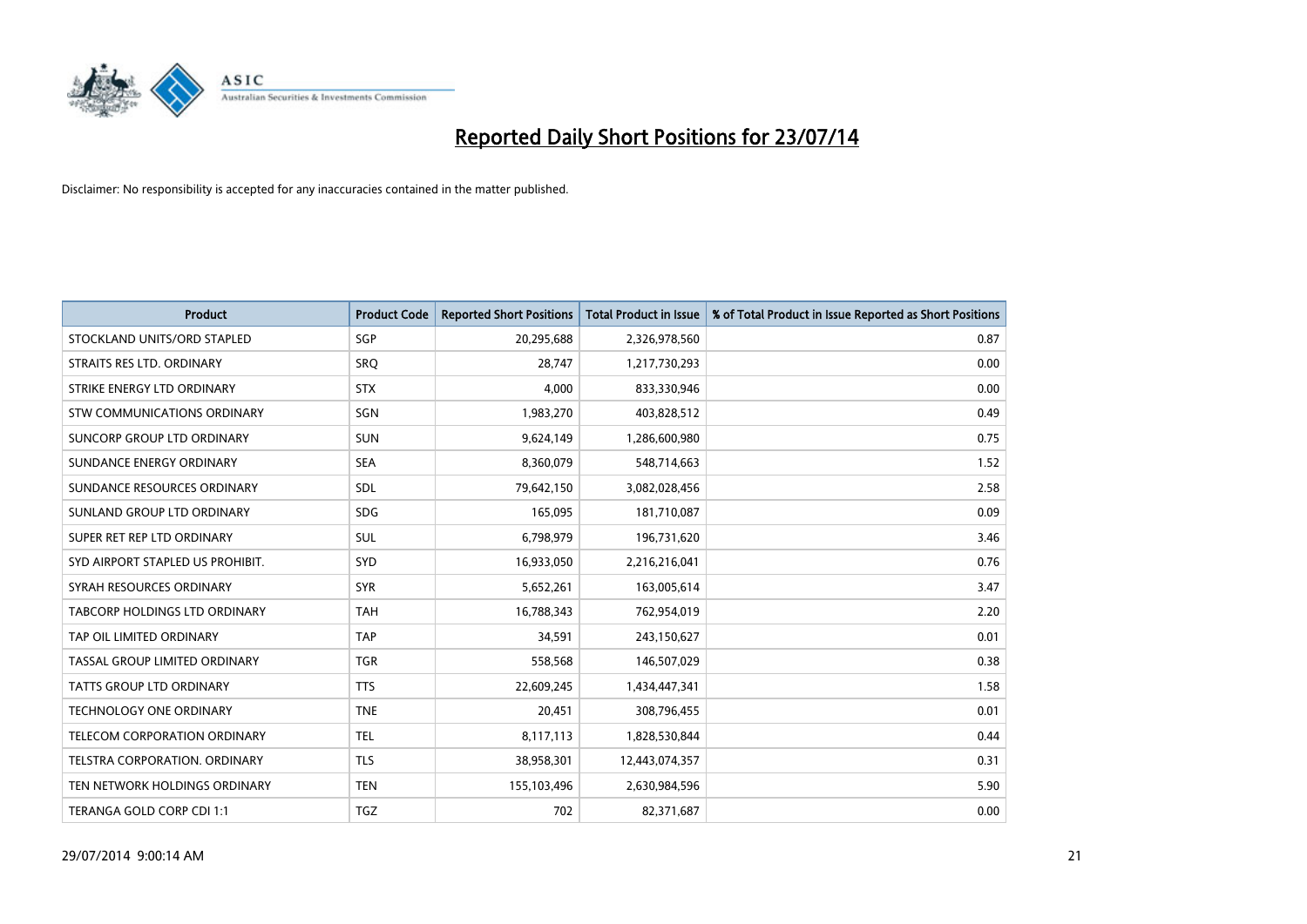# Reported Daily Short Positions for 23/07/14

Disclaimer: No responsibility is accepted for any inaccuracies contained in the matter published.

| Product | Product Code | Reported Short Positions | Total Product in Issue | % of Total Product in Issue Reported as Short Positions |
|---|---|---|---|---|
| STOCKLAND UNITS/ORD STAPLED | SGP | 20,295,688 | 2,326,978,560 | 0.87 |
| STRAITS RES LTD. ORDINARY | SRQ | 28,747 | 1,217,730,293 | 0.00 |
| STRIKE ENERGY LTD ORDINARY | STX | 4,000 | 833,330,946 | 0.00 |
| STW COMMUNICATIONS ORDINARY | SGN | 1,983,270 | 403,828,512 | 0.49 |
| SUNCORP GROUP LTD ORDINARY | SUN | 9,624,149 | 1,286,600,980 | 0.75 |
| SUNDANCE ENERGY ORDINARY | SEA | 8,360,079 | 548,714,663 | 1.52 |
| SUNDANCE RESOURCES ORDINARY | SDL | 79,642,150 | 3,082,028,456 | 2.58 |
| SUNLAND GROUP LTD ORDINARY | SDG | 165,095 | 181,710,087 | 0.09 |
| SUPER RET REP LTD ORDINARY | SUL | 6,798,979 | 196,731,620 | 3.46 |
| SYD AIRPORT STAPLED US PROHIBIT. | SYD | 16,933,050 | 2,216,216,041 | 0.76 |
| SYRAH RESOURCES ORDINARY | SYR | 5,652,261 | 163,005,614 | 3.47 |
| TABCORP HOLDINGS LTD ORDINARY | TAH | 16,788,343 | 762,954,019 | 2.20 |
| TAP OIL LIMITED ORDINARY | TAP | 34,591 | 243,150,627 | 0.01 |
| TASSAL GROUP LIMITED ORDINARY | TGR | 558,568 | 146,507,029 | 0.38 |
| TATTS GROUP LTD ORDINARY | TTS | 22,609,245 | 1,434,447,341 | 1.58 |
| TECHNOLOGY ONE ORDINARY | TNE | 20,451 | 308,796,455 | 0.01 |
| TELECOM CORPORATION ORDINARY | TEL | 8,117,113 | 1,828,530,844 | 0.44 |
| TELSTRA CORPORATION. ORDINARY | TLS | 38,958,301 | 12,443,074,357 | 0.31 |
| TEN NETWORK HOLDINGS ORDINARY | TEN | 155,103,496 | 2,630,984,596 | 5.90 |
| TERANGA GOLD CORP CDI 1:1 | TGZ | 702 | 82,371,687 | 0.00 |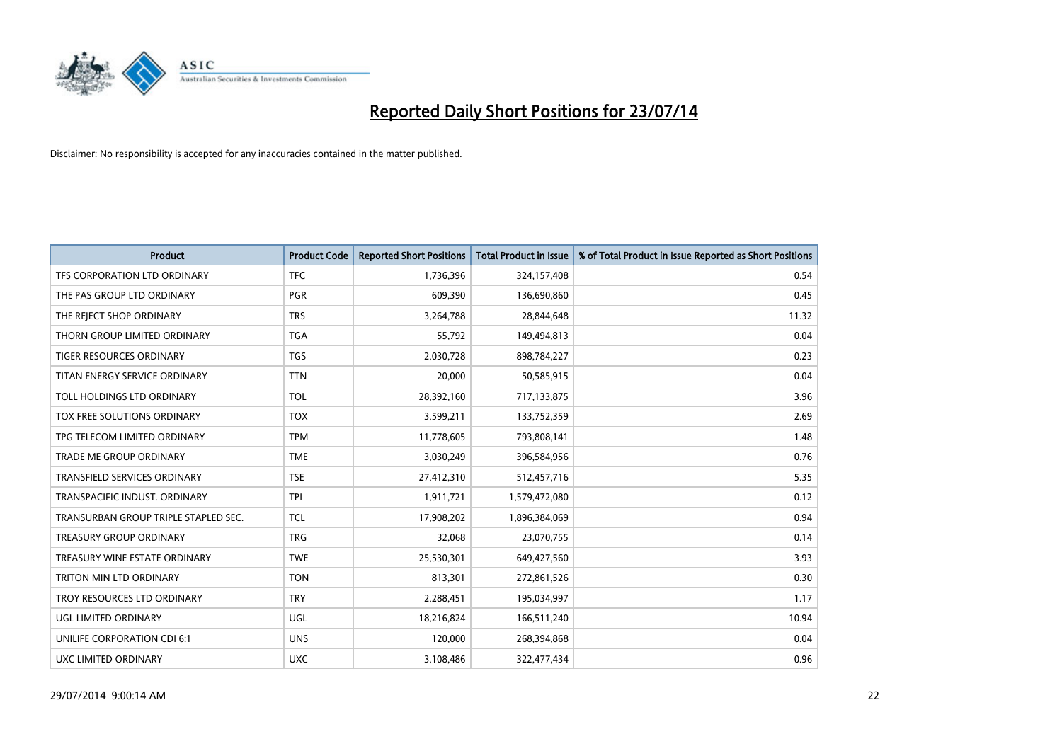# Reported Daily Short Positions for 23/07/14

Disclaimer: No responsibility is accepted for any inaccuracies contained in the matter published.

| Product | Product Code | Reported Short Positions | Total Product in Issue | % of Total Product in Issue Reported as Short Positions |
|---|---|---|---|---|
| TFS CORPORATION LTD ORDINARY | TFC | 1,736,396 | 324,157,408 | 0.54 |
| THE PAS GROUP LTD ORDINARY | PGR | 609,390 | 136,690,860 | 0.45 |
| THE REJECT SHOP ORDINARY | TRS | 3,264,788 | 28,844,648 | 11.32 |
| THORN GROUP LIMITED ORDINARY | TGA | 55,792 | 149,494,813 | 0.04 |
| TIGER RESOURCES ORDINARY | TGS | 2,030,728 | 898,784,227 | 0.23 |
| TITAN ENERGY SERVICE ORDINARY | TTN | 20,000 | 50,585,915 | 0.04 |
| TOLL HOLDINGS LTD ORDINARY | TOL | 28,392,160 | 717,133,875 | 3.96 |
| TOX FREE SOLUTIONS ORDINARY | TOX | 3,599,211 | 133,752,359 | 2.69 |
| TPG TELECOM LIMITED ORDINARY | TPM | 11,778,605 | 793,808,141 | 1.48 |
| TRADE ME GROUP ORDINARY | TME | 3,030,249 | 396,584,956 | 0.76 |
| TRANSFIELD SERVICES ORDINARY | TSE | 27,412,310 | 512,457,716 | 5.35 |
| TRANSPACIFIC INDUST. ORDINARY | TPI | 1,911,721 | 1,579,472,080 | 0.12 |
| TRANSURBAN GROUP TRIPLE STAPLED SEC. | TCL | 17,908,202 | 1,896,384,069 | 0.94 |
| TREASURY GROUP ORDINARY | TRG | 32,068 | 23,070,755 | 0.14 |
| TREASURY WINE ESTATE ORDINARY | TWE | 25,530,301 | 649,427,560 | 3.93 |
| TRITON MIN LTD ORDINARY | TON | 813,301 | 272,861,526 | 0.30 |
| TROY RESOURCES LTD ORDINARY | TRY | 2,288,451 | 195,034,997 | 1.17 |
| UGL LIMITED ORDINARY | UGL | 18,216,824 | 166,511,240 | 10.94 |
| UNILIFE CORPORATION CDI 6:1 | UNS | 120,000 | 268,394,868 | 0.04 |
| UXC LIMITED ORDINARY | UXC | 3,108,486 | 322,477,434 | 0.96 |

29/07/2014 9:00:14 AM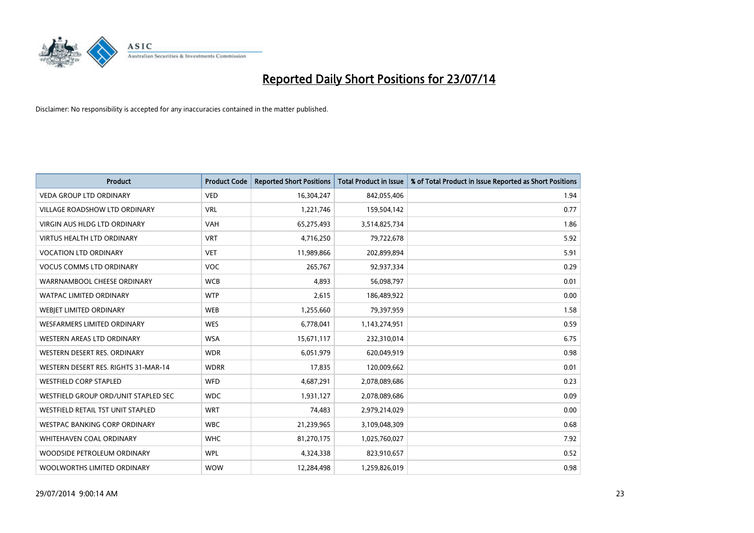# Reported Daily Short Positions for 23/07/14

Disclaimer: No responsibility is accepted for any inaccuracies contained in the matter published.

| Product | Product Code | Reported Short Positions | Total Product in Issue | % of Total Product in Issue Reported as Short Positions |
|---|---|---|---|---|
| VEDA GROUP LTD ORDINARY | VED | 16,304,247 | 842,055,406 | 1.94 |
| VILLAGE ROADSHOW LTD ORDINARY | VRL | 1,221,746 | 159,504,142 | 0.77 |
| VIRGIN AUS HLDG LTD ORDINARY | VAH | 65,275,493 | 3,514,825,734 | 1.86 |
| VIRTUS HEALTH LTD ORDINARY | VRT | 4,716,250 | 79,722,678 | 5.92 |
| VOCATION LTD ORDINARY | VET | 11,989,866 | 202,899,894 | 5.91 |
| VOCUS COMMS LTD ORDINARY | VOC | 265,767 | 92,937,334 | 0.29 |
| WARRNAMBOOL CHEESE ORDINARY | WCB | 4,893 | 56,098,797 | 0.01 |
| WATPAC LIMITED ORDINARY | WTP | 2,615 | 186,489,922 | 0.00 |
| WEBJET LIMITED ORDINARY | WEB | 1,255,660 | 79,397,959 | 1.58 |
| WESFARMERS LIMITED ORDINARY | WES | 6,778,041 | 1,143,274,951 | 0.59 |
| WESTERN AREAS LTD ORDINARY | WSA | 15,671,117 | 232,310,014 | 6.75 |
| WESTERN DESERT RES. ORDINARY | WDR | 6,051,979 | 620,049,919 | 0.98 |
| WESTERN DESERT RES. RIGHTS 31-MAR-14 | WDRR | 17,835 | 120,009,662 | 0.01 |
| WESTFIELD CORP STAPLED | WFD | 4,687,291 | 2,078,089,686 | 0.23 |
| WESTFIELD GROUP ORD/UNIT STAPLED SEC | WDC | 1,931,127 | 2,078,089,686 | 0.09 |
| WESTFIELD RETAIL TST UNIT STAPLED | WRT | 74,483 | 2,979,214,029 | 0.00 |
| WESTPAC BANKING CORP ORDINARY | WBC | 21,239,965 | 3,109,048,309 | 0.68 |
| WHITEHAVEN COAL ORDINARY | WHC | 81,270,175 | 1,025,760,027 | 7.92 |
| WOODSIDE PETROLEUM ORDINARY | WPL | 4,324,338 | 823,910,657 | 0.52 |
| WOOLWORTHS LIMITED ORDINARY | WOW | 12,284,498 | 1,259,826,019 | 0.98 |

29/07/2014 9:00:14 AM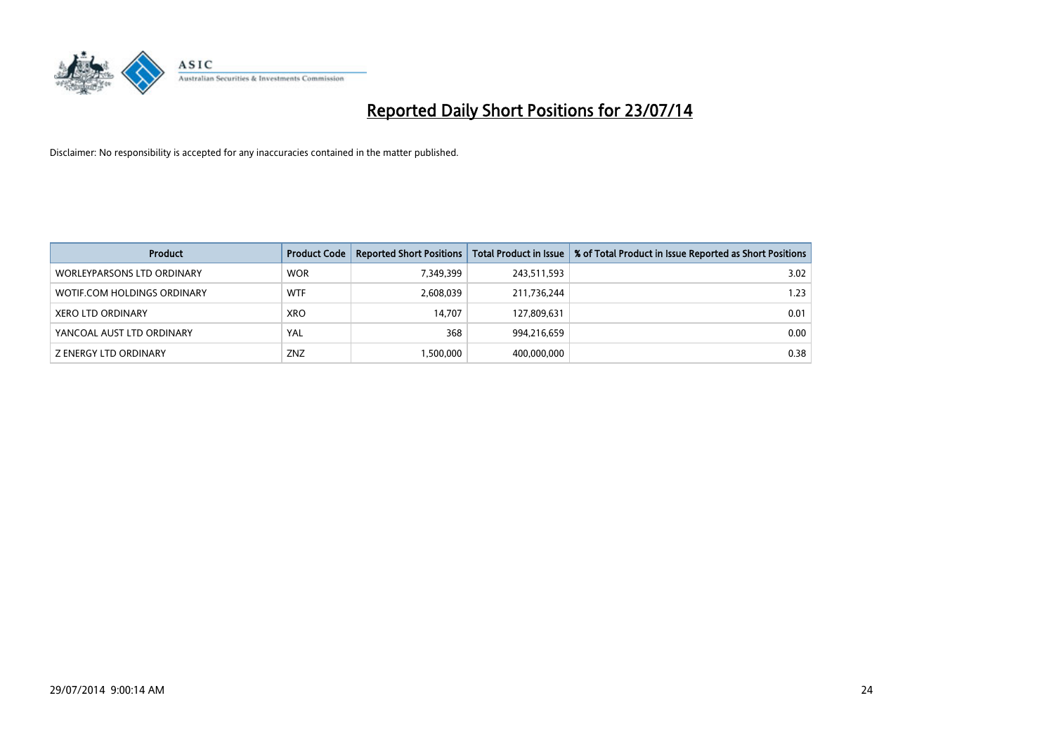# Reported Daily Short Positions for 23/07/14

Disclaimer: No responsibility is accepted for any inaccuracies contained in the matter published.

| Product | Product Code | Reported Short Positions | Total Product in Issue | % of Total Product in Issue Reported as Short Positions |
|---|---|---|---|---|
| WORLEYPARSONS LTD ORDINARY | WOR | 7,349,399 | 243,511,593 | 3.02 |
| WOTIF.COM HOLDINGS ORDINARY | WTF | 2,608,039 | 211,736,244 | 1.23 |
| XERO LTD ORDINARY | XRO | 14,707 | 127,809,631 | 0.01 |
| YANCOAL AUST LTD ORDINARY | YAL | 368 | 994,216,659 | 0.00 |
| Z ENERGY LTD ORDINARY | ZNZ | 1,500,000 | 400,000,000 | 0.38 |

29/07/2014 9:00:14 AM